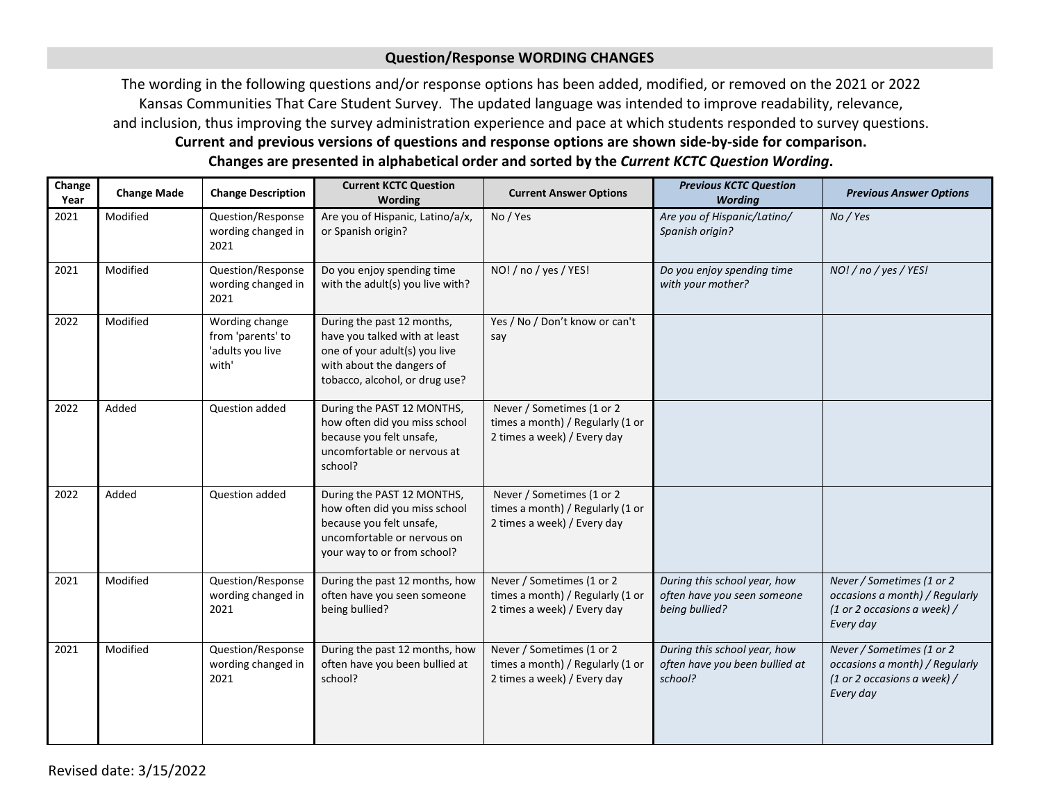## Question/Response WORDING CHANGES

The wording in the following questions and/or response options has been added, modified, or removed on the 2021 or 2022 Kansas Communities That Care Student Survey. The updated language was intended to improve readability, relevance, and inclusion, thus improving the survey administration experience and pace at which students responded to survey questions.

**Current and previous versions of questions and response options are shown side-by-side for comparison.**

**Changes are presented in alphabetical order and sorted by the *Current KCTC Question Wording*.**

| Change Year | Change Made | Change Description | Current KCTC Question Wording | Current Answer Options | *Previous KCTC Question Wording* | *Previous Answer Options* |
|---|---|---|---|---|---|---|
| 2021 | Modified | Question/Response wording changed in 2021 | Are you of Hispanic, Latino/a/x, or Spanish origin? | No / Yes | *Are you of Hispanic/Latino/ Spanish origin?* | *No / Yes* |
| 2021 | Modified | Question/Response wording changed in 2021 | Do you enjoy spending time with the adult(s) you live with? | NO! / no / yes / YES! | *Do you enjoy spending time with your mother?* | *NO! / no / yes / YES!* |
| 2022 | Modified | Wording change from 'parents' to 'adults you live with' | During the past 12 months, have you talked with at least one of your adult(s) you live with about the dangers of tobacco, alcohol, or drug use? | Yes / No / Don't know or can't say | | |
| 2022 | Added | Question added | During the PAST 12 MONTHS, how often did you miss school because you felt unsafe, uncomfortable or nervous at school? | Never / Sometimes (1 or 2 times a month) / Regularly (1 or 2 times a week) / Every day | | |
| 2022 | Added | Question added | During the PAST 12 MONTHS, how often did you miss school because you felt unsafe, uncomfortable or nervous on your way to or from school? | Never / Sometimes (1 or 2 times a month) / Regularly (1 or 2 times a week) / Every day | | |
| 2021 | Modified | Question/Response wording changed in 2021 | During the past 12 months, how often have you seen someone being bullied? | Never / Sometimes (1 or 2 times a month) / Regularly (1 or 2 times a week) / Every day | *During this school year, how often have you seen someone being bullied?* | *Never / Sometimes (1 or 2 occasions a month) / Regularly (1 or 2 occasions a week) / Every day* |
| 2021 | Modified | Question/Response wording changed in 2021 | During the past 12 months, how often have you been bullied at school? | Never / Sometimes (1 or 2 times a month) / Regularly (1 or 2 times a week) / Every day | *During this school year, how often have you been bullied at school?* | *Never / Sometimes (1 or 2 occasions a month) / Regularly (1 or 2 occasions a week) / Every day* |

Revised date: 3/15/2022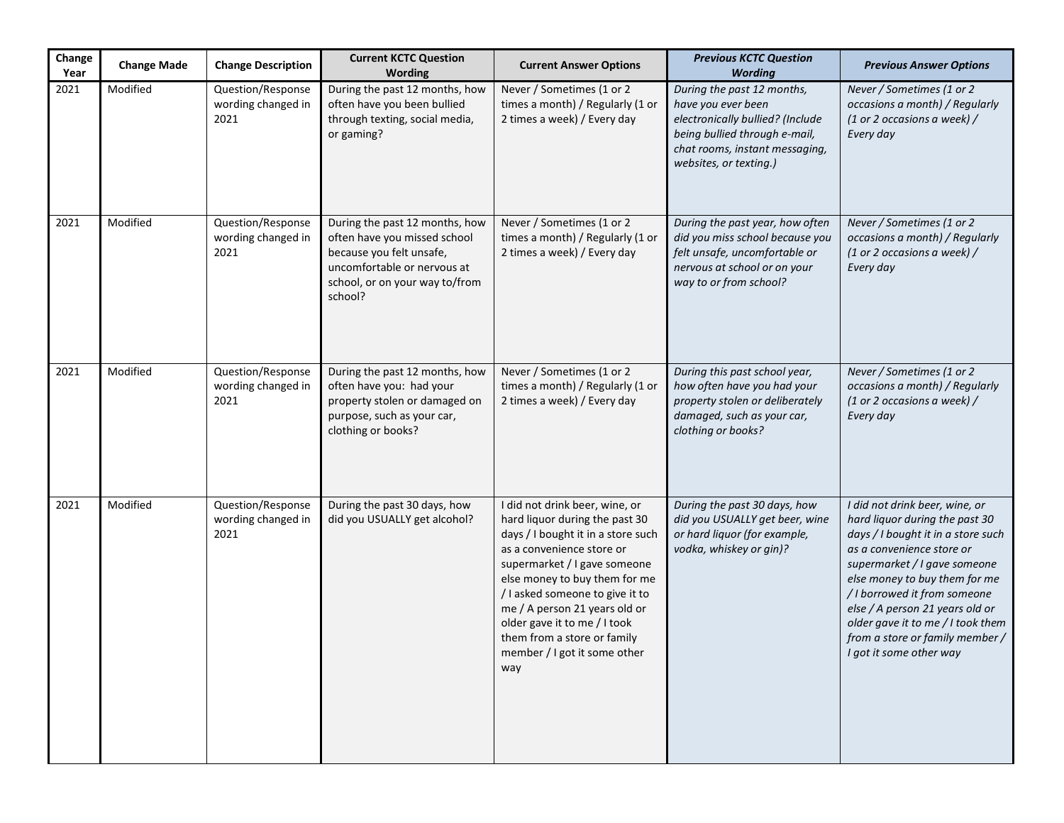| Change Year | Change Made | Change Description | Current KCTC Question Wording | Current Answer Options | *Previous KCTC Question Wording* | *Previous Answer Options* |
|---|---|---|---|---|---|---|
| 2021 | Modified | Question/Response wording changed in 2021 | During the past 12 months, how often have you been bullied through texting, social media, or gaming? | Never / Sometimes (1 or 2 times a month) / Regularly (1 or 2 times a week) / Every day | *During the past 12 months, have you ever been electronically bullied? (Include being bullied through e-mail, chat rooms, instant messaging, websites, or texting.)* | *Never / Sometimes (1 or 2 occasions a month) / Regularly (1 or 2 occasions a week) / Every day* |
| 2021 | Modified | Question/Response wording changed in 2021 | During the past 12 months, how often have you missed school because you felt unsafe, uncomfortable or nervous at school, or on your way to/from school? | Never / Sometimes (1 or 2 times a month) / Regularly (1 or 2 times a week) / Every day | *During the past year, how often did you miss school because you felt unsafe, uncomfortable or nervous at school or on your way to or from school?* | *Never / Sometimes (1 or 2 occasions a month) / Regularly (1 or 2 occasions a week) / Every day* |
| 2021 | Modified | Question/Response wording changed in 2021 | During the past 12 months, how often have you: had your property stolen or damaged on purpose, such as your car, clothing or books? | Never / Sometimes (1 or 2 times a month) / Regularly (1 or 2 times a week) / Every day | *During this past school year, how often have you had your property stolen or deliberately damaged, such as your car, clothing or books?* | *Never / Sometimes (1 or 2 occasions a month) / Regularly (1 or 2 occasions a week) / Every day* |
| 2021 | Modified | Question/Response wording changed in 2021 | During the past 30 days, how did you USUALLY get alcohol? | I did not drink beer, wine, or hard liquor during the past 30 days / I bought it in a store such as a convenience store or supermarket / I gave someone else money to buy them for me / I asked someone to give it to me / A person 21 years old or older gave it to me / I took them from a store or family member / I got it some other way | *During the past 30 days, how did you USUALLY get beer, wine or hard liquor (for example, vodka, whiskey or gin)?* | *I did not drink beer, wine, or hard liquor during the past 30 days / I bought it in a store such as a convenience store or supermarket / I gave someone else money to buy them for me / I borrowed it from someone else / A person 21 years old or older gave it to me / I took them from a store or family member / I got it some other way* |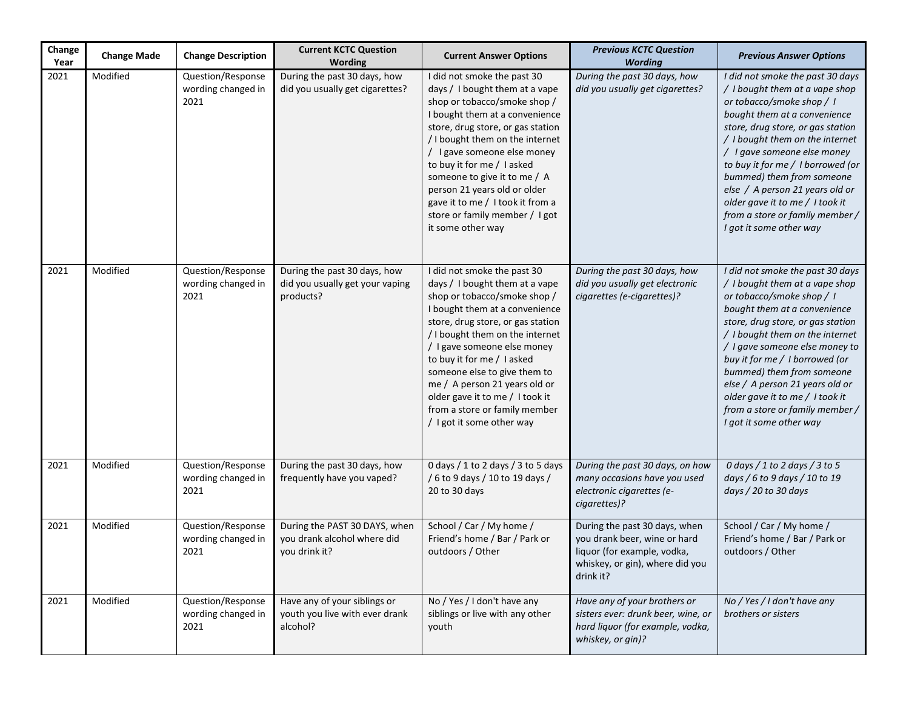| Change Year | Change Made | Change Description | Current KCTC Question Wording | Current Answer Options | *Previous KCTC Question Wording* | *Previous Answer Options* |
|---|---|---|---|---|---|---|
| 2021 | Modified | Question/Response wording changed in 2021 | During the past 30 days, how did you usually get cigarettes? | I did not smoke the past 30 days / I bought them at a vape shop or tobacco/smoke shop / I bought them at a convenience store, drug store, or gas station / I bought them on the internet / I gave someone else money to buy it for me / I asked someone to give it to me / A person 21 years old or older gave it to me / I took it from a store or family member / I got it some other way | *During the past 30 days, how did you usually get cigarettes?* | *I did not smoke the past 30 days / I bought them at a vape shop or tobacco/smoke shop / I bought them at a convenience store, drug store, or gas station / I bought them on the internet / I gave someone else money to buy it for me / I borrowed (or bummed) them from someone else / A person 21 years old or older gave it to me / I took it from a store or family member / I got it some other way* |
| 2021 | Modified | Question/Response wording changed in 2021 | During the past 30 days, how did you usually get your vaping products? | I did not smoke the past 30 days / I bought them at a vape shop or tobacco/smoke shop / I bought them at a convenience store, drug store, or gas station / I bought them on the internet / I gave someone else money to buy it for me / I asked someone else to give them to me / A person 21 years old or older gave it to me / I took it from a store or family member / I got it some other way | *During the past 30 days, how did you usually get electronic cigarettes (e-cigarettes)?* | *I did not smoke the past 30 days / I bought them at a vape shop or tobacco/smoke shop / I bought them at a convenience store, drug store, or gas station / I bought them on the internet / I gave someone else money to buy it for me / I borrowed (or bummed) them from someone else / A person 21 years old or older gave it to me / I took it from a store or family member / I got it some other way* |
| 2021 | Modified | Question/Response wording changed in 2021 | During the past 30 days, how frequently have you vaped? | 0 days / 1 to 2 days / 3 to 5 days / 6 to 9 days / 10 to 19 days / 20 to 30 days | *During the past 30 days, on how many occasions have you used electronic cigarettes (e-cigarettes)?* | *0 days / 1 to 2 days / 3 to 5 days / 6 to 9 days / 10 to 19 days / 20 to 30 days* |
| 2021 | Modified | Question/Response wording changed in 2021 | During the PAST 30 DAYS, when you drank alcohol where did you drink it? | School / Car / My home / Friend's home / Bar / Park or outdoors / Other | During the past 30 days, when you drank beer, wine or hard liquor (for example, vodka, whiskey, or gin), where did you drink it? | School / Car / My home / Friend's home / Bar / Park or outdoors / Other |
| 2021 | Modified | Question/Response wording changed in 2021 | Have any of your siblings or youth you live with ever drank alcohol? | No / Yes / I don't have any siblings or live with any other youth | *Have any of your brothers or sisters ever: drunk beer, wine, or hard liquor (for example, vodka, whiskey, or gin)?* | *No / Yes / I don't have any brothers or sisters* |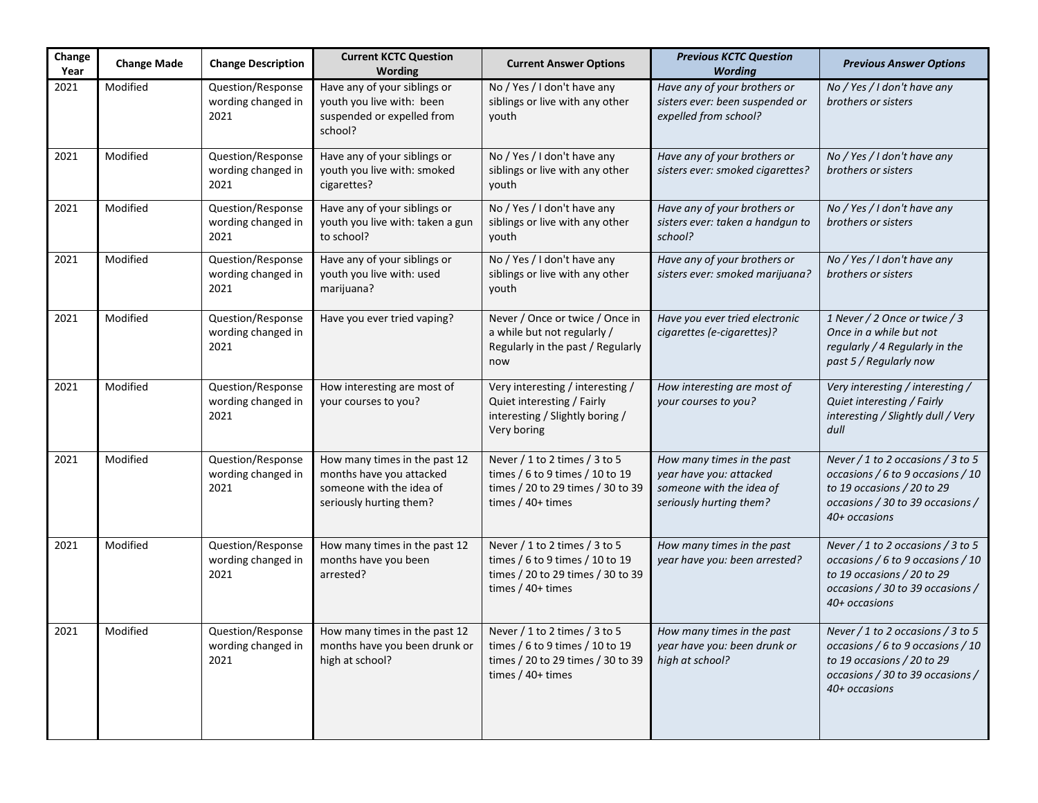| Change Year | Change Made | Change Description | Current KCTC Question Wording | Current Answer Options | *Previous KCTC Question Wording* | *Previous Answer Options* |
|---|---|---|---|---|---|---|
| 2021 | Modified | Question/Response wording changed in 2021 | Have any of your siblings or youth you live with:  been suspended or expelled from school? | No / Yes / I don't have any siblings or live with any other youth | *Have any of your brothers or sisters ever: been suspended or expelled from school?* | *No / Yes / I don't have any brothers or sisters* |
| 2021 | Modified | Question/Response wording changed in 2021 | Have any of your siblings or youth you live with: smoked cigarettes? | No / Yes / I don't have any siblings or live with any other youth | *Have any of your brothers or sisters ever: smoked cigarettes?* | *No / Yes / I don't have any brothers or sisters* |
| 2021 | Modified | Question/Response wording changed in 2021 | Have any of your siblings or youth you live with: taken a gun to school? | No / Yes / I don't have any siblings or live with any other youth | *Have any of your brothers or sisters ever: taken a handgun to school?* | *No / Yes / I don't have any brothers or sisters* |
| 2021 | Modified | Question/Response wording changed in 2021 | Have any of your siblings or youth you live with: used marijuana? | No / Yes / I don't have any siblings or live with any other youth | *Have any of your brothers or sisters ever: smoked marijuana?* | *No / Yes / I don't have any brothers or sisters* |
| 2021 | Modified | Question/Response wording changed in 2021 | Have you ever tried vaping? | Never / Once or twice / Once in a while but not regularly / Regularly in the past / Regularly now | *Have you ever tried electronic cigarettes (e-cigarettes)?* | *1 Never / 2 Once or twice / 3 Once in a while but not regularly / 4 Regularly in the past 5 / Regularly now* |
| 2021 | Modified | Question/Response wording changed in 2021 | How interesting are most of your courses to you? | Very interesting / interesting / Quiet interesting / Fairly interesting / Slightly boring / Very boring | *How interesting are most of your courses to you?* | *Very interesting / interesting / Quiet interesting / Fairly interesting / Slightly dull / Very dull* |
| 2021 | Modified | Question/Response wording changed in 2021 | How many times in the past 12 months have you attacked someone with the idea of seriously hurting them? | Never / 1 to 2 times / 3 to 5 times / 6 to 9 times / 10 to 19 times / 20 to 29 times / 30 to 39 times / 40+ times | *How many times in the past year have you: attacked someone with the idea of seriously hurting them?* | *Never / 1 to 2 occasions / 3 to 5 occasions / 6 to 9 occasions / 10 to 19 occasions / 20 to 29 occasions / 30 to 39 occasions / 40+ occasions* |
| 2021 | Modified | Question/Response wording changed in 2021 | How many times in the past 12 months have you been arrested? | Never / 1 to 2 times / 3 to 5 times / 6 to 9 times / 10 to 19 times / 20 to 29 times / 30 to 39 times / 40+ times | *How many times in the past year have you: been arrested?* | *Never / 1 to 2 occasions / 3 to 5 occasions / 6 to 9 occasions / 10 to 19 occasions / 20 to 29 occasions / 30 to 39 occasions / 40+ occasions* |
| 2021 | Modified | Question/Response wording changed in 2021 | How many times in the past 12 months have you been drunk or high at school? | Never / 1 to 2 times / 3 to 5 times / 6 to 9 times / 10 to 19 times / 20 to 29 times / 30 to 39 times / 40+ times | *How many times in the past year have you: been drunk or high at school?* | *Never / 1 to 2 occasions / 3 to 5 occasions / 6 to 9 occasions / 10 to 19 occasions / 20 to 29 occasions / 30 to 39 occasions / 40+ occasions* |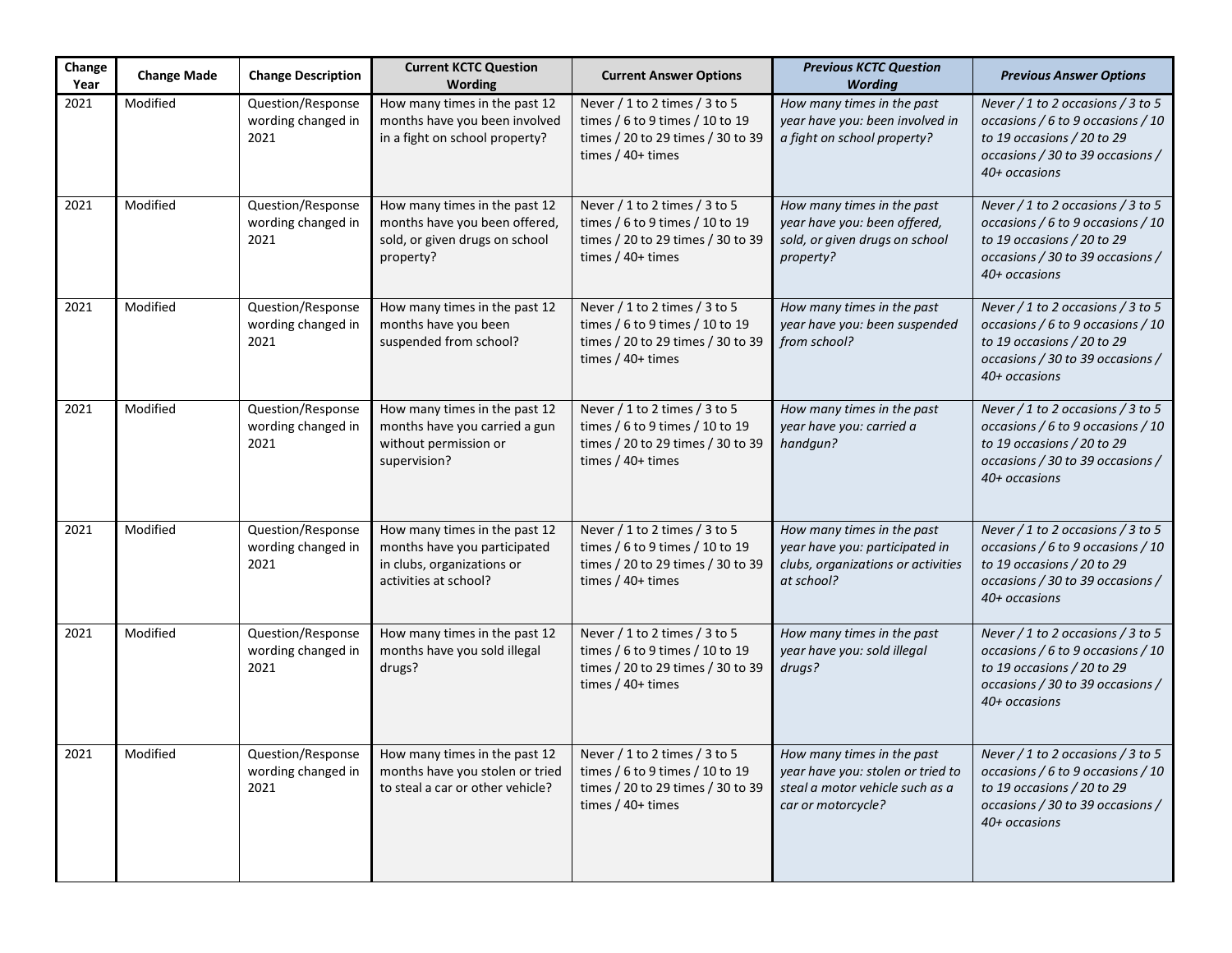| Change Year | Change Made | Change Description | Current KCTC Question Wording | Current Answer Options | *Previous KCTC Question Wording* | *Previous Answer Options* |
|---|---|---|---|---|---|---|
| 2021 | Modified | Question/Response wording changed in 2021 | How many times in the past 12 months have you been involved in a fight on school property? | Never / 1 to 2 times / 3 to 5 times / 6 to 9 times / 10 to 19 times / 20 to 29 times / 30 to 39 times / 40+ times | *How many times in the past year have you: been involved in a fight on school property?* | *Never / 1 to 2 occasions / 3 to 5 occasions / 6 to 9 occasions / 10 to 19 occasions / 20 to 29 occasions / 30 to 39 occasions / 40+ occasions* |
| 2021 | Modified | Question/Response wording changed in 2021 | How many times in the past 12 months have you been offered, sold, or given drugs on school property? | Never / 1 to 2 times / 3 to 5 times / 6 to 9 times / 10 to 19 times / 20 to 29 times / 30 to 39 times / 40+ times | *How many times in the past year have you: been offered, sold, or given drugs on school property?* | *Never / 1 to 2 occasions / 3 to 5 occasions / 6 to 9 occasions / 10 to 19 occasions / 20 to 29 occasions / 30 to 39 occasions / 40+ occasions* |
| 2021 | Modified | Question/Response wording changed in 2021 | How many times in the past 12 months have you been suspended from school? | Never / 1 to 2 times / 3 to 5 times / 6 to 9 times / 10 to 19 times / 20 to 29 times / 30 to 39 times / 40+ times | *How many times in the past year have you: been suspended from school?* | *Never / 1 to 2 occasions / 3 to 5 occasions / 6 to 9 occasions / 10 to 19 occasions / 20 to 29 occasions / 30 to 39 occasions / 40+ occasions* |
| 2021 | Modified | Question/Response wording changed in 2021 | How many times in the past 12 months have you carried a gun without permission or supervision? | Never / 1 to 2 times / 3 to 5 times / 6 to 9 times / 10 to 19 times / 20 to 29 times / 30 to 39 times / 40+ times | *How many times in the past year have you: carried a handgun?* | *Never / 1 to 2 occasions / 3 to 5 occasions / 6 to 9 occasions / 10 to 19 occasions / 20 to 29 occasions / 30 to 39 occasions / 40+ occasions* |
| 2021 | Modified | Question/Response wording changed in 2021 | How many times in the past 12 months have you participated in clubs, organizations or activities at school? | Never / 1 to 2 times / 3 to 5 times / 6 to 9 times / 10 to 19 times / 20 to 29 times / 30 to 39 times / 40+ times | *How many times in the past year have you: participated in clubs, organizations or activities at school?* | *Never / 1 to 2 occasions / 3 to 5 occasions / 6 to 9 occasions / 10 to 19 occasions / 20 to 29 occasions / 30 to 39 occasions / 40+ occasions* |
| 2021 | Modified | Question/Response wording changed in 2021 | How many times in the past 12 months have you sold illegal drugs? | Never / 1 to 2 times / 3 to 5 times / 6 to 9 times / 10 to 19 times / 20 to 29 times / 30 to 39 times / 40+ times | *How many times in the past year have you: sold illegal drugs?* | *Never / 1 to 2 occasions / 3 to 5 occasions / 6 to 9 occasions / 10 to 19 occasions / 20 to 29 occasions / 30 to 39 occasions / 40+ occasions* |
| 2021 | Modified | Question/Response wording changed in 2021 | How many times in the past 12 months have you stolen or tried to steal a car or other vehicle? | Never / 1 to 2 times / 3 to 5 times / 6 to 9 times / 10 to 19 times / 20 to 29 times / 30 to 39 times / 40+ times | *How many times in the past year have you: stolen or tried to steal a motor vehicle such as a car or motorcycle?* | *Never / 1 to 2 occasions / 3 to 5 occasions / 6 to 9 occasions / 10 to 19 occasions / 20 to 29 occasions / 30 to 39 occasions / 40+ occasions* |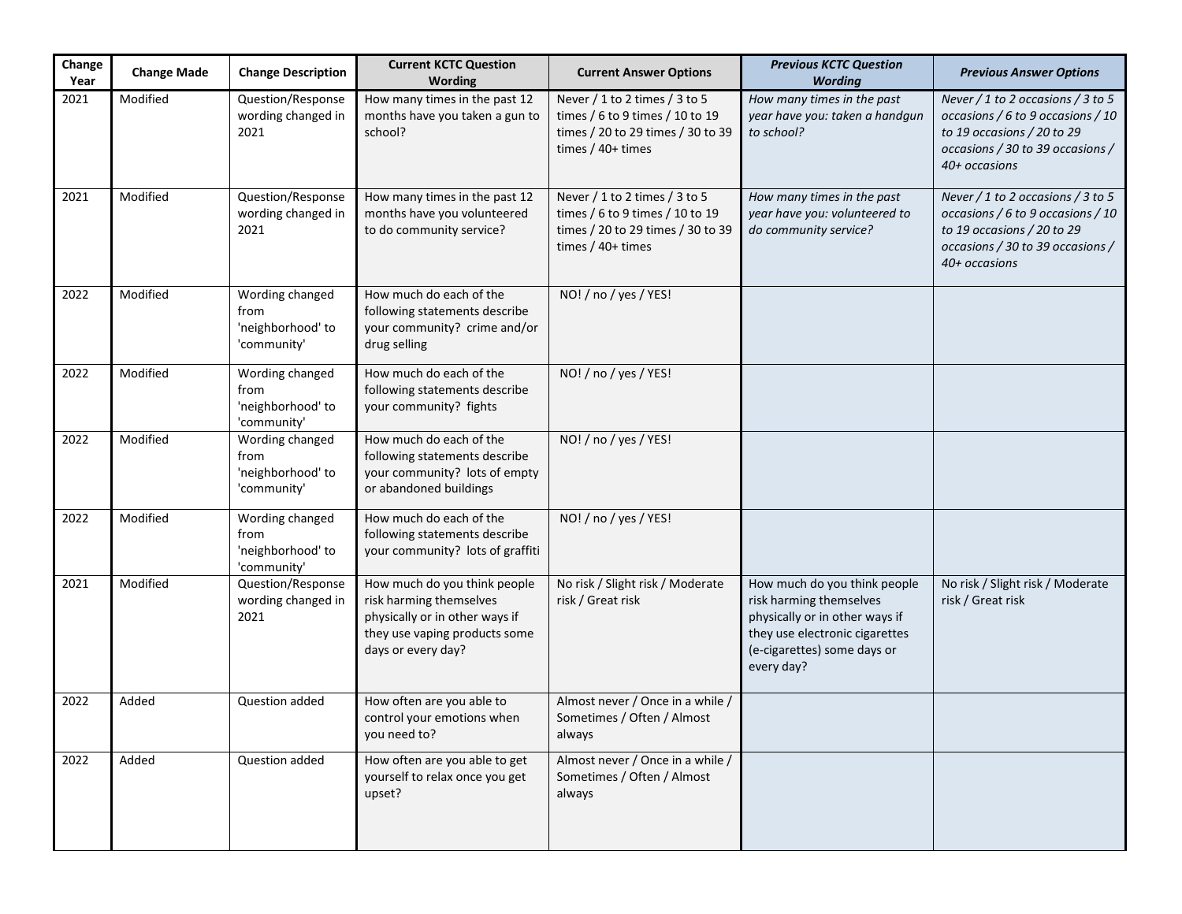| Change Year | Change Made | Change Description | Current KCTC Question Wording | Current Answer Options | *Previous KCTC Question Wording* | *Previous Answer Options* |
|---|---|---|---|---|---|---|
| 2021 | Modified | Question/Response wording changed in 2021 | How many times in the past 12 months have you taken a gun to school? | Never / 1 to 2 times / 3 to 5 times / 6 to 9 times / 10 to 19 times / 20 to 29 times / 30 to 39 times / 40+ times | *How many times in the past year have you: taken a handgun to school?* | *Never / 1 to 2 occasions / 3 to 5 occasions / 6 to 9 occasions / 10 to 19 occasions / 20 to 29 occasions / 30 to 39 occasions / 40+ occasions* |
| 2021 | Modified | Question/Response wording changed in 2021 | How many times in the past 12 months have you volunteered to do community service? | Never / 1 to 2 times / 3 to 5 times / 6 to 9 times / 10 to 19 times / 20 to 29 times / 30 to 39 times / 40+ times | *How many times in the past year have you: volunteered to do community service?* | *Never / 1 to 2 occasions / 3 to 5 occasions / 6 to 9 occasions / 10 to 19 occasions / 20 to 29 occasions / 30 to 39 occasions / 40+ occasions* |
| 2022 | Modified | Wording changed from 'neighborhood' to 'community' | How much do each of the following statements describe your community? crime and/or drug selling | NO! / no / yes / YES! | | |
| 2022 | Modified | Wording changed from 'neighborhood' to 'community' | How much do each of the following statements describe your community? fights | NO! / no / yes / YES! | | |
| 2022 | Modified | Wording changed from 'neighborhood' to 'community' | How much do each of the following statements describe your community? lots of empty or abandoned buildings | NO! / no / yes / YES! | | |
| 2022 | Modified | Wording changed from 'neighborhood' to 'community' | How much do each of the following statements describe your community? lots of graffiti | NO! / no / yes / YES! | | |
| 2021 | Modified | Question/Response wording changed in 2021 | How much do you think people risk harming themselves physically or in other ways if they use vaping products some days or every day? | No risk / Slight risk / Moderate risk / Great risk | How much do you think people risk harming themselves physically or in other ways if they use electronic cigarettes (e-cigarettes) some days or every day? | No risk / Slight risk / Moderate risk / Great risk |
| 2022 | Added | Question added | How often are you able to control your emotions when you need to? | Almost never / Once in a while / Sometimes / Often / Almost always | | |
| 2022 | Added | Question added | How often are you able to get yourself to relax once you get upset? | Almost never / Once in a while / Sometimes / Often / Almost always | | |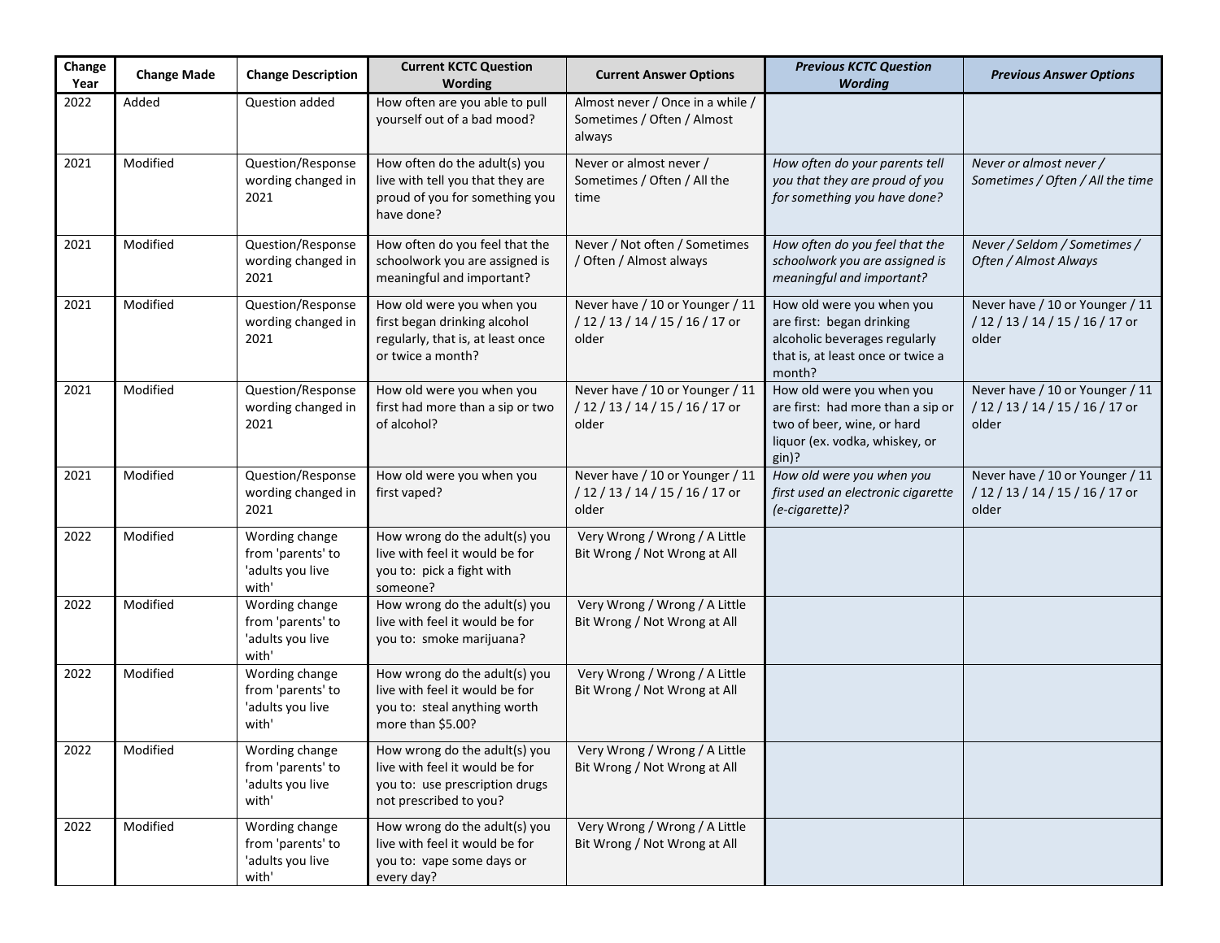| Change Year | Change Made | Change Description | Current KCTC Question Wording | Current Answer Options | *Previous KCTC Question Wording* | *Previous Answer Options* |
|---|---|---|---|---|---|---|
| 2022 | Added | Question added | How often are you able to pull yourself out of a bad mood? | Almost never / Once in a while / Sometimes / Often / Almost always | | |
| 2021 | Modified | Question/Response wording changed in 2021 | How often do the adult(s) you live with tell you that they are proud of you for something you have done? | Never or almost never / Sometimes / Often / All the time | *How often do your parents tell you that they are proud of you for something you have done?* | *Never or almost never / Sometimes / Often / All the time* |
| 2021 | Modified | Question/Response wording changed in 2021 | How often do you feel that the schoolwork you are assigned is meaningful and important? | Never / Not often / Sometimes / Often / Almost always | *How often do you feel that the schoolwork you are assigned is meaningful and important?* | *Never / Seldom / Sometimes / Often / Almost Always* |
| 2021 | Modified | Question/Response wording changed in 2021 | How old were you when you first began drinking alcohol regularly, that is, at least once or twice a month? | Never have / 10 or Younger / 11 / 12 / 13 / 14 / 15 / 16 / 17 or older | How old were you when you are first: began drinking alcoholic beverages regularly that is, at least once or twice a month? | Never have / 10 or Younger / 11 / 12 / 13 / 14 / 15 / 16 / 17 or older |
| 2021 | Modified | Question/Response wording changed in 2021 | How old were you when you first had more than a sip or two of alcohol? | Never have / 10 or Younger / 11 / 12 / 13 / 14 / 15 / 16 / 17 or older | How old were you when you are first: had more than a sip or two of beer, wine, or hard liquor (ex. vodka, whiskey, or gin)? | Never have / 10 or Younger / 11 / 12 / 13 / 14 / 15 / 16 / 17 or older |
| 2021 | Modified | Question/Response wording changed in 2021 | How old were you when you first vaped? | Never have / 10 or Younger / 11 / 12 / 13 / 14 / 15 / 16 / 17 or older | *How old were you when you first used an electronic cigarette (e-cigarette)?* | Never have / 10 or Younger / 11 / 12 / 13 / 14 / 15 / 16 / 17 or older |
| 2022 | Modified | Wording change from 'parents' to 'adults you live with' | How wrong do the adult(s) you live with feel it would be for you to: pick a fight with someone? | Very Wrong / Wrong / A Little Bit Wrong / Not Wrong at All | | |
| 2022 | Modified | Wording change from 'parents' to 'adults you live with' | How wrong do the adult(s) you live with feel it would be for you to: smoke marijuana? | Very Wrong / Wrong / A Little Bit Wrong / Not Wrong at All | | |
| 2022 | Modified | Wording change from 'parents' to 'adults you live with' | How wrong do the adult(s) you live with feel it would be for you to: steal anything worth more than $5.00? | Very Wrong / Wrong / A Little Bit Wrong / Not Wrong at All | | |
| 2022 | Modified | Wording change from 'parents' to 'adults you live with' | How wrong do the adult(s) you live with feel it would be for you to: use prescription drugs not prescribed to you? | Very Wrong / Wrong / A Little Bit Wrong / Not Wrong at All | | |
| 2022 | Modified | Wording change from 'parents' to 'adults you live with' | How wrong do the adult(s) you live with feel it would be for you to: vape some days or every day? | Very Wrong / Wrong / A Little Bit Wrong / Not Wrong at All | | |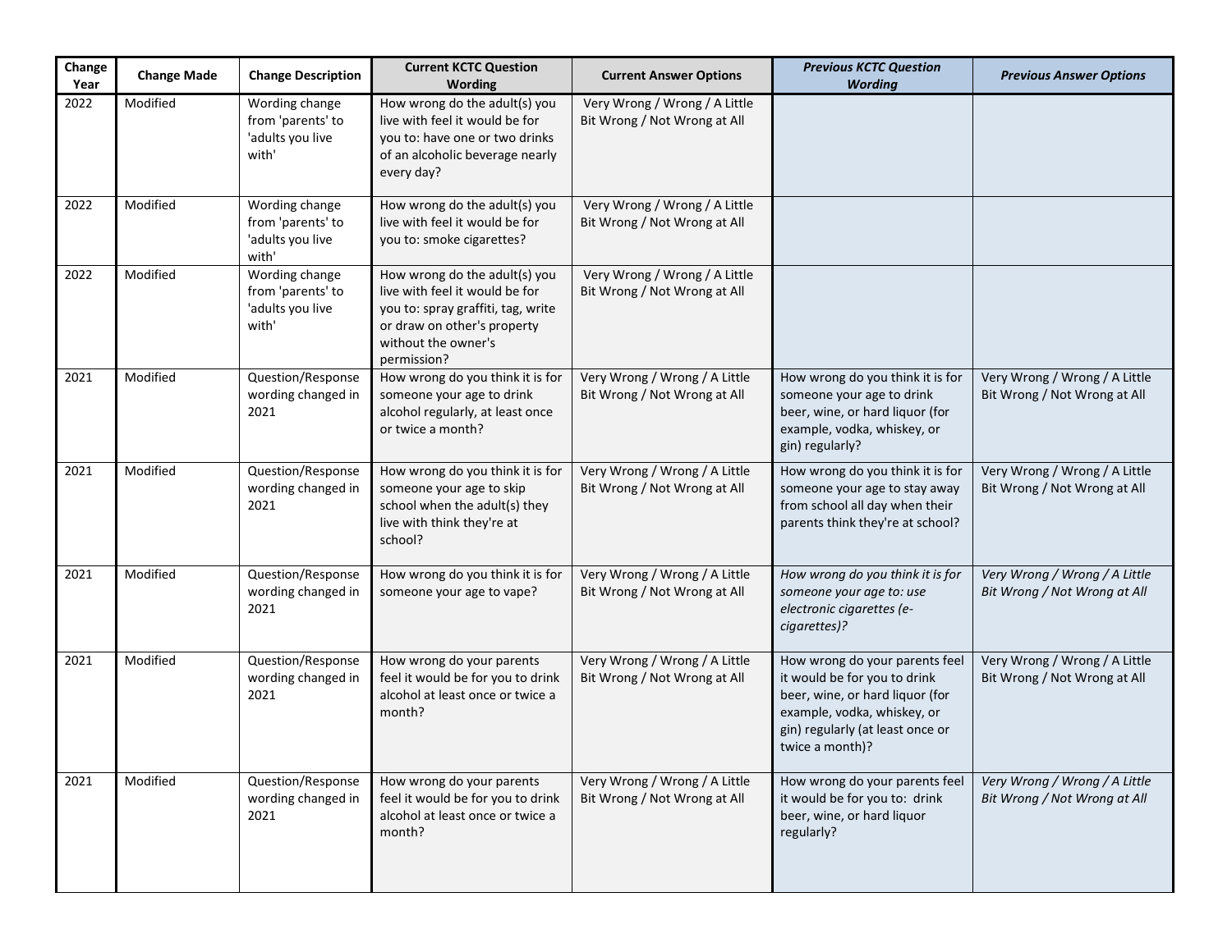| Change Year | Change Made | Change Description | Current KCTC Question Wording | Current Answer Options | *Previous KCTC Question Wording* | *Previous Answer Options* |
|---|---|---|---|---|---|---|
| 2022 | Modified | Wording change from 'parents' to 'adults you live with' | How wrong do the adult(s) you live with feel it would be for you to: have one or two drinks of an alcoholic beverage nearly every day? | Very Wrong / Wrong / A Little Bit Wrong / Not Wrong at All | | |
| 2022 | Modified | Wording change from 'parents' to 'adults you live with' | How wrong do the adult(s) you live with feel it would be for you to: smoke cigarettes? | Very Wrong / Wrong / A Little Bit Wrong / Not Wrong at All | | |
| 2022 | Modified | Wording change from 'parents' to 'adults you live with' | How wrong do the adult(s) you live with feel it would be for you to: spray graffiti, tag, write or draw on other's property without the owner's permission? | Very Wrong / Wrong / A Little Bit Wrong / Not Wrong at All | | |
| 2021 | Modified | Question/Response wording changed in 2021 | How wrong do you think it is for someone your age to drink alcohol regularly, at least once or twice a month? | Very Wrong / Wrong / A Little Bit Wrong / Not Wrong at All | How wrong do you think it is for someone your age to drink beer, wine, or hard liquor (for example, vodka, whiskey, or gin) regularly? | Very Wrong / Wrong / A Little Bit Wrong / Not Wrong at All |
| 2021 | Modified | Question/Response wording changed in 2021 | How wrong do you think it is for someone your age to skip school when the adult(s) they live with think they're at school? | Very Wrong / Wrong / A Little Bit Wrong / Not Wrong at All | How wrong do you think it is for someone your age to stay away from school all day when their parents think they're at school? | Very Wrong / Wrong / A Little Bit Wrong / Not Wrong at All |
| 2021 | Modified | Question/Response wording changed in 2021 | How wrong do you think it is for someone your age to vape? | Very Wrong / Wrong / A Little Bit Wrong / Not Wrong at All | *How wrong do you think it is for someone your age to: use electronic cigarettes (e-cigarettes)?* | *Very Wrong / Wrong / A Little Bit Wrong / Not Wrong at All* |
| 2021 | Modified | Question/Response wording changed in 2021 | How wrong do your parents feel it would be for you to drink alcohol at least once or twice a month? | Very Wrong / Wrong / A Little Bit Wrong / Not Wrong at All | How wrong do your parents feel it would be for you to drink beer, wine, or hard liquor (for example, vodka, whiskey, or gin) regularly (at least once or twice a month)? | Very Wrong / Wrong / A Little Bit Wrong / Not Wrong at All |
| 2021 | Modified | Question/Response wording changed in 2021 | How wrong do your parents feel it would be for you to drink alcohol at least once or twice a month? | Very Wrong / Wrong / A Little Bit Wrong / Not Wrong at All | How wrong do your parents feel it would be for you to: drink beer, wine, or hard liquor regularly? | *Very Wrong / Wrong / A Little Bit Wrong / Not Wrong at All* |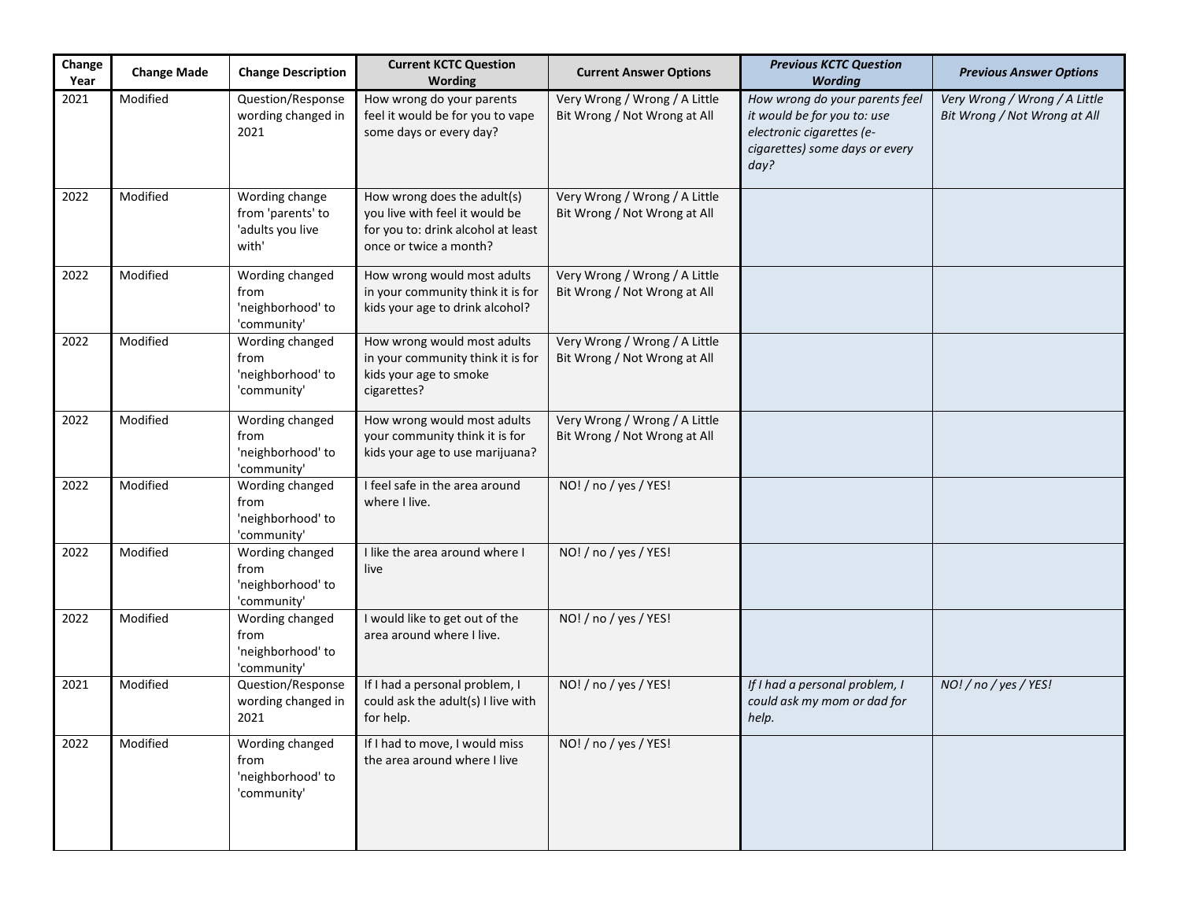| Change Year | Change Made | Change Description | Current KCTC Question Wording | Current Answer Options | *Previous KCTC Question Wording* | *Previous Answer Options* |
|---|---|---|---|---|---|---|
| 2021 | Modified | Question/Response wording changed in 2021 | How wrong do your parents feel it would be for you to vape some days or every day? | Very Wrong / Wrong / A Little Bit Wrong / Not Wrong at All | *How wrong do your parents feel it would be for you to: use electronic cigarettes (e-cigarettes) some days or every day?* | *Very Wrong / Wrong / A Little Bit Wrong / Not Wrong at All* |
| 2022 | Modified | Wording change from 'parents' to 'adults you live with' | How wrong does the adult(s) you live with feel it would be for you to: drink alcohol at least once or twice a month? | Very Wrong / Wrong / A Little Bit Wrong / Not Wrong at All | | |
| 2022 | Modified | Wording changed from 'neighborhood' to 'community' | How wrong would most adults in your community think it is for kids your age to drink alcohol? | Very Wrong / Wrong / A Little Bit Wrong / Not Wrong at All | | |
| 2022 | Modified | Wording changed from 'neighborhood' to 'community' | How wrong would most adults in your community think it is for kids your age to smoke cigarettes? | Very Wrong / Wrong / A Little Bit Wrong / Not Wrong at All | | |
| 2022 | Modified | Wording changed from 'neighborhood' to 'community' | How wrong would most adults your community think it is for kids your age to use marijuana? | Very Wrong / Wrong / A Little Bit Wrong / Not Wrong at All | | |
| 2022 | Modified | Wording changed from 'neighborhood' to 'community' | I feel safe in the area around where I live. | NO! / no / yes / YES! | | |
| 2022 | Modified | Wording changed from 'neighborhood' to 'community' | I like the area around where I live | NO! / no / yes / YES! | | |
| 2022 | Modified | Wording changed from 'neighborhood' to 'community' | I would like to get out of the area around where I live. | NO! / no / yes / YES! | | |
| 2021 | Modified | Question/Response wording changed in 2021 | If I had a personal problem, I could ask the adult(s) I live with for help. | NO! / no / yes / YES! | *If I had a personal problem, I could ask my mom or dad for help.* | *NO! / no / yes / YES!* |
| 2022 | Modified | Wording changed from 'neighborhood' to 'community' | If I had to move, I would miss the area around where I live | NO! / no / yes / YES! | | |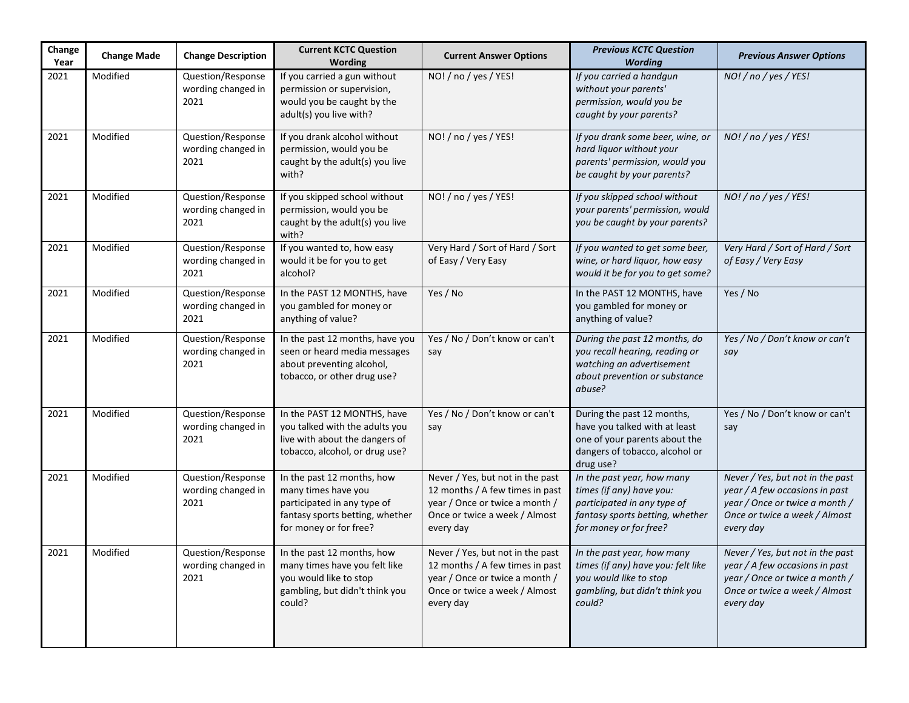| Change Year | Change Made | Change Description | Current KCTC Question Wording | Current Answer Options | *Previous KCTC Question Wording* | *Previous Answer Options* |
|---|---|---|---|---|---|---|
| 2021 | Modified | Question/Response wording changed in 2021 | If you carried a gun without permission or supervision, would you be caught by the adult(s) you live with? | NO! / no / yes / YES! | *If you carried a handgun without your parents' permission, would you be caught by your parents?* | *NO! / no / yes / YES!* |
| 2021 | Modified | Question/Response wording changed in 2021 | If you drank alcohol without permission, would you be caught by the adult(s) you live with? | NO! / no / yes / YES! | *If you drank some beer, wine, or hard liquor without your parents' permission, would you be caught by your parents?* | *NO! / no / yes / YES!* |
| 2021 | Modified | Question/Response wording changed in 2021 | If you skipped school without permission, would you be caught by the adult(s) you live with? | NO! / no / yes / YES! | *If you skipped school without your parents' permission, would you be caught by your parents?* | *NO! / no / yes / YES!* |
| 2021 | Modified | Question/Response wording changed in 2021 | If you wanted to, how easy would it be for you to get alcohol? | Very Hard / Sort of Hard / Sort of Easy / Very Easy | *If you wanted to get some beer, wine, or hard liquor, how easy would it be for you to get some?* | *Very Hard / Sort of Hard / Sort of Easy / Very Easy* |
| 2021 | Modified | Question/Response wording changed in 2021 | In the PAST 12 MONTHS, have you gambled for money or anything of value? | Yes / No | In the PAST 12 MONTHS, have you gambled for money or anything of value? | Yes / No |
| 2021 | Modified | Question/Response wording changed in 2021 | In the past 12 months, have you seen or heard media messages about preventing alcohol, tobacco, or other drug use? | Yes / No / Don't know or can't say | *During the past 12 months, do you recall hearing, reading or watching an advertisement about prevention or substance abuse?* | *Yes / No / Don't know or can't say* |
| 2021 | Modified | Question/Response wording changed in 2021 | In the PAST 12 MONTHS, have you talked with the adults you live with about the dangers of tobacco, alcohol, or drug use? | Yes / No / Don't know or can't say | During the past 12 months, have you talked with at least one of your parents about the dangers of tobacco, alcohol or drug use? | Yes / No / Don't know or can't say |
| 2021 | Modified | Question/Response wording changed in 2021 | In the past 12 months, how many times have you participated in any type of fantasy sports betting, whether for money or for free? | Never / Yes, but not in the past 12 months / A few times in past year / Once or twice a month / Once or twice a week / Almost every day | *In the past year, how many times (if any) have you: participated in any type of fantasy sports betting, whether for money or for free?* | *Never / Yes, but not in the past year / A few occasions in past year / Once or twice a month / Once or twice a week / Almost every day* |
| 2021 | Modified | Question/Response wording changed in 2021 | In the past 12 months, how many times have you felt like you would like to stop gambling, but didn't think you could? | Never / Yes, but not in the past 12 months / A few times in past year / Once or twice a month / Once or twice a week / Almost every day | *In the past year, how many times (if any) have you: felt like you would like to stop gambling, but didn't think you could?* | *Never / Yes, but not in the past year / A few occasions in past year / Once or twice a month / Once or twice a week / Almost every day* |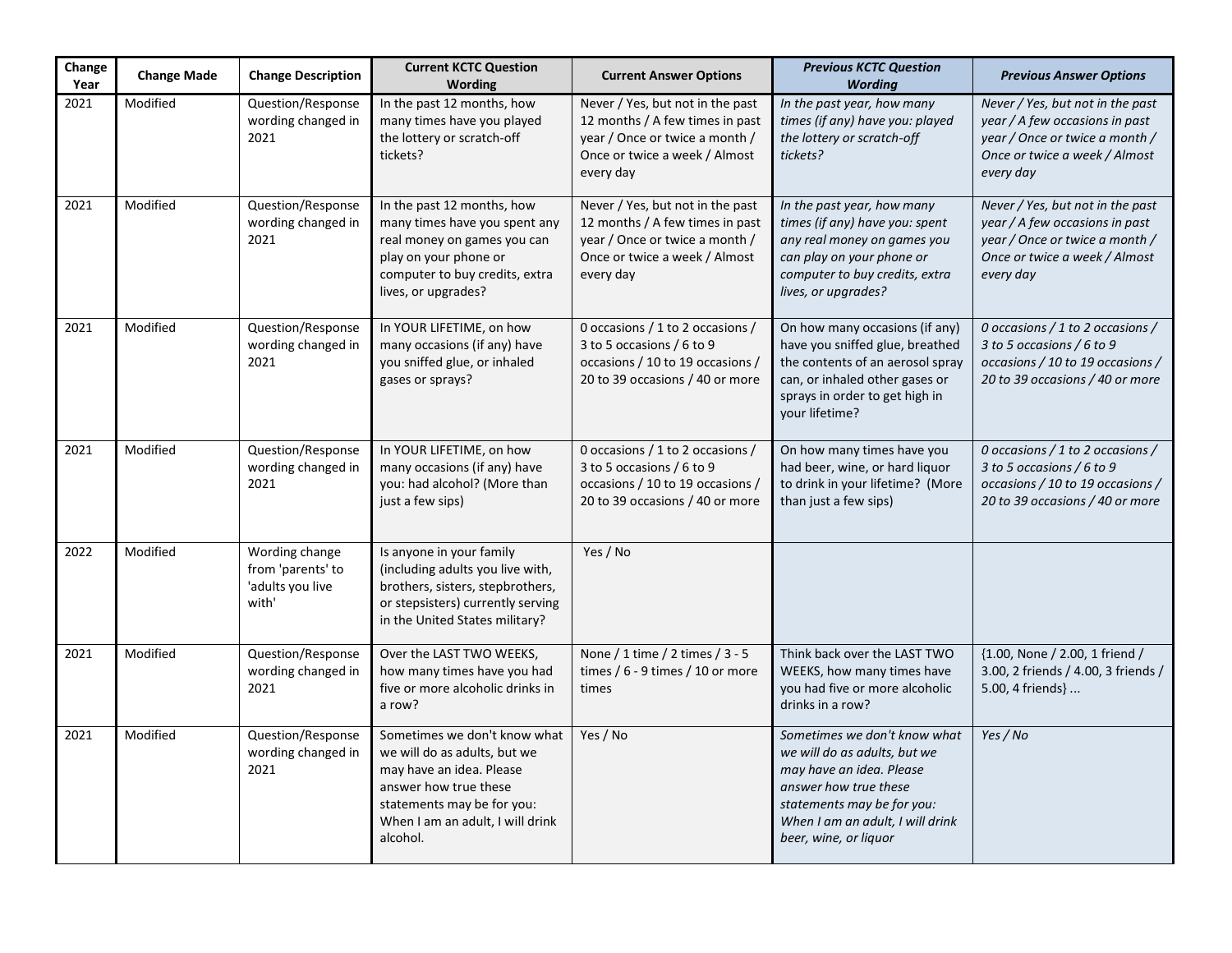| Change Year | Change Made | Change Description | Current KCTC Question Wording | Current Answer Options | *Previous KCTC Question Wording* | *Previous Answer Options* |
|---|---|---|---|---|---|---|
| 2021 | Modified | Question/Response wording changed in 2021 | In the past 12 months, how many times have you played the lottery or scratch-off tickets? | Never / Yes, but not in the past 12 months / A few times in past year / Once or twice a month / Once or twice a week / Almost every day | *In the past year, how many times (if any) have you: played the lottery or scratch-off tickets?* | *Never / Yes, but not in the past year / A few occasions in past year / Once or twice a month / Once or twice a week / Almost every day* |
| 2021 | Modified | Question/Response wording changed in 2021 | In the past 12 months, how many times have you spent any real money on games you can play on your phone or computer to buy credits, extra lives, or upgrades? | Never / Yes, but not in the past 12 months / A few times in past year / Once or twice a month / Once or twice a week / Almost every day | *In the past year, how many times (if any) have you: spent any real money on games you can play on your phone or computer to buy credits, extra lives, or upgrades?* | *Never / Yes, but not in the past year / A few occasions in past year / Once or twice a month / Once or twice a week / Almost every day* |
| 2021 | Modified | Question/Response wording changed in 2021 | In YOUR LIFETIME, on how many occasions (if any) have you sniffed glue, or inhaled gases or sprays? | 0 occasions / 1 to 2 occasions / 3 to 5 occasions / 6 to 9 occasions / 10 to 19 occasions / 20 to 39 occasions / 40 or more | On how many occasions (if any) have you sniffed glue, breathed the contents of an aerosol spray can, or inhaled other gases or sprays in order to get high in your lifetime? | *0 occasions / 1 to 2 occasions / 3 to 5 occasions / 6 to 9 occasions / 10 to 19 occasions / 20 to 39 occasions / 40 or more* |
| 2021 | Modified | Question/Response wording changed in 2021 | In YOUR LIFETIME, on how many occasions (if any) have you: had alcohol? (More than just a few sips) | 0 occasions / 1 to 2 occasions / 3 to 5 occasions / 6 to 9 occasions / 10 to 19 occasions / 20 to 39 occasions / 40 or more | On how many times have you had beer, wine, or hard liquor to drink in your lifetime? (More than just a few sips) | *0 occasions / 1 to 2 occasions / 3 to 5 occasions / 6 to 9 occasions / 10 to 19 occasions / 20 to 39 occasions / 40 or more* |
| 2022 | Modified | Wording change from 'parents' to 'adults you live with' | Is anyone in your family (including adults you live with, brothers, sisters, stepbrothers, or stepsisters) currently serving in the United States military? | Yes / No | | |
| 2021 | Modified | Question/Response wording changed in 2021 | Over the LAST TWO WEEKS, how many times have you had five or more alcoholic drinks in a row? | None / 1 time / 2 times / 3 - 5 times / 6 - 9 times / 10 or more times | Think back over the LAST TWO WEEKS, how many times have you had five or more alcoholic drinks in a row? | {1.00, None / 2.00, 1 friend / 3.00, 2 friends / 4.00, 3 friends / 5.00, 4 friends} ... |
| 2021 | Modified | Question/Response wording changed in 2021 | Sometimes we don't know what we will do as adults, but we may have an idea. Please answer how true these statements may be for you: When I am an adult, I will drink alcohol. | Yes / No | *Sometimes we don't know what we will do as adults, but we may have an idea. Please answer how true these statements may be for you: When I am an adult, I will drink beer, wine, or liquor* | *Yes / No* |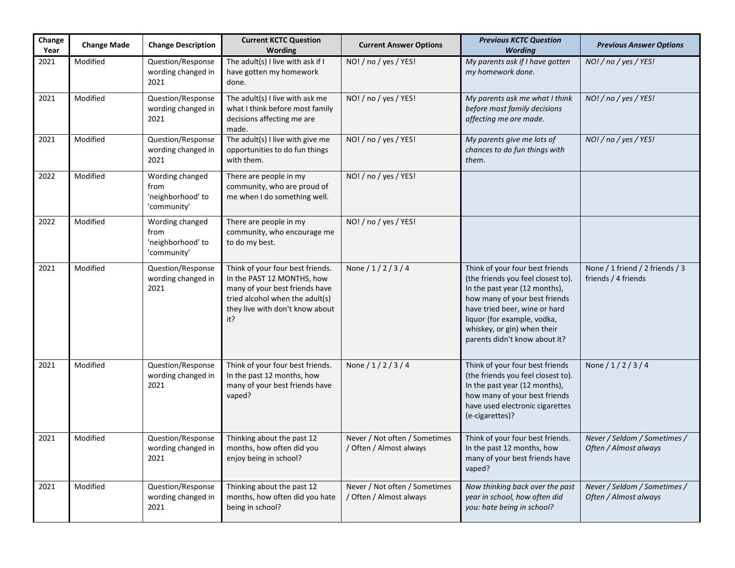| Change Year | Change Made | Change Description | Current KCTC Question Wording | Current Answer Options | *Previous KCTC Question Wording* | *Previous Answer Options* |
|---|---|---|---|---|---|---|
| 2021 | Modified | Question/Response wording changed in 2021 | The adult(s) I live with ask if I have gotten my homework done. | NO! / no / yes / YES! | *My parents ask if I have gotten my homework done.* | *NO! / no / yes / YES!* |
| 2021 | Modified | Question/Response wording changed in 2021 | The adult(s) I live with ask me what I think before most family decisions affecting me are made. | NO! / no / yes / YES! | *My parents ask me what I think before most family decisions affecting me are made.* | *NO! / no / yes / YES!* |
| 2021 | Modified | Question/Response wording changed in 2021 | The adult(s) I live with give me opportunities to do fun things with them. | NO! / no / yes / YES! | *My parents give me lots of chances to do fun things with them.* | *NO! / no / yes / YES!* |
| 2022 | Modified | Wording changed from 'neighborhood' to 'community' | There are people in my community, who are proud of me when I do something well. | NO! / no / yes / YES! | | |
| 2022 | Modified | Wording changed from 'neighborhood' to 'community' | There are people in my community, who encourage me to do my best. | NO! / no / yes / YES! | | |
| 2021 | Modified | Question/Response wording changed in 2021 | Think of your four best friends. In the PAST 12 MONTHS, how many of your best friends have tried alcohol when the adult(s) they live with don't know about it? | None / 1 / 2 / 3 / 4 | Think of your four best friends (the friends you feel closest to). In the past year (12 months), how many of your best friends have tried beer, wine or hard liquor (for example, vodka, whiskey, or gin) when their parents didn't know about it? | None / 1 friend / 2 friends / 3 friends / 4 friends |
| 2021 | Modified | Question/Response wording changed in 2021 | Think of your four best friends. In the past 12 months, how many of your best friends have vaped? | None / 1 / 2 / 3 / 4 | Think of your four best friends (the friends you feel closest to). In the past year (12 months), how many of your best friends have used electronic cigarettes (e-cigarettes)? | None / 1 / 2 / 3 / 4 |
| 2021 | Modified | Question/Response wording changed in 2021 | Thinking about the past 12 months, how often did you enjoy being in school? | Never / Not often / Sometimes / Often / Almost always | Think of your four best friends. In the past 12 months, how many of your best friends have vaped? | *Never / Seldom / Sometimes / Often / Almost always* |
| 2021 | Modified | Question/Response wording changed in 2021 | Thinking about the past 12 months, how often did you hate being in school? | Never / Not often / Sometimes / Often / Almost always | *Now thinking back over the past year in school, how often did you: hate being in school?* | *Never / Seldom / Sometimes / Often / Almost always* |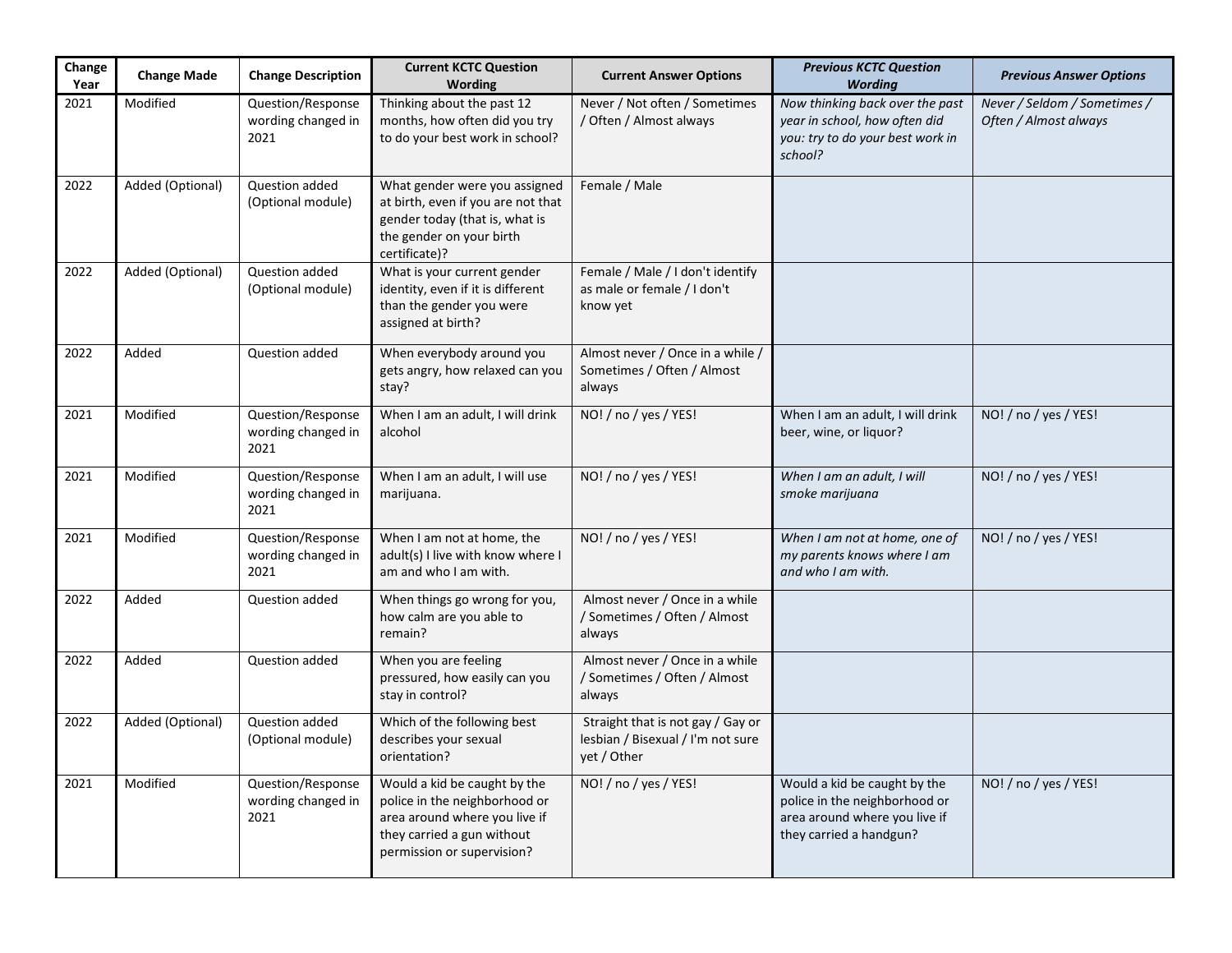| Change Year | Change Made | Change Description | Current KCTC Question Wording | Current Answer Options | *Previous KCTC Question Wording* | *Previous Answer Options* |
|---|---|---|---|---|---|---|
| 2021 | Modified | Question/Response wording changed in 2021 | Thinking about the past 12 months, how often did you try to do your best work in school? | Never / Not often / Sometimes / Often / Almost always | *Now thinking back over the past year in school, how often did you: try to do your best work in school?* | *Never / Seldom / Sometimes / Often / Almost always* |
| 2022 | Added (Optional) | Question added (Optional module) | What gender were you assigned at birth, even if you are not that gender today (that is, what is the gender on your birth certificate)? | Female / Male | | |
| 2022 | Added (Optional) | Question added (Optional module) | What is your current gender identity, even if it is different than the gender you were assigned at birth? | Female / Male / I don't identify as male or female / I don't know yet | | |
| 2022 | Added | Question added | When everybody around you gets angry, how relaxed can you stay? | Almost never / Once in a while / Sometimes / Often / Almost always | | |
| 2021 | Modified | Question/Response wording changed in 2021 | When I am an adult, I will drink alcohol | NO! / no / yes / YES! | When I am an adult, I will drink beer, wine, or liquor? | NO! / no / yes / YES! |
| 2021 | Modified | Question/Response wording changed in 2021 | When I am an adult, I will use marijuana. | NO! / no / yes / YES! | *When I am an adult, I will smoke marijuana* | NO! / no / yes / YES! |
| 2021 | Modified | Question/Response wording changed in 2021 | When I am not at home, the adult(s) I live with know where I am and who I am with. | NO! / no / yes / YES! | *When I am not at home, one of my parents knows where I am and who I am with.* | NO! / no / yes / YES! |
| 2022 | Added | Question added | When things go wrong for you, how calm are you able to remain? | Almost never / Once in a while / Sometimes / Often / Almost always | | |
| 2022 | Added | Question added | When you are feeling pressured, how easily can you stay in control? | Almost never / Once in a while / Sometimes / Often / Almost always | | |
| 2022 | Added (Optional) | Question added (Optional module) | Which of the following best describes your sexual orientation? | Straight that is not gay / Gay or lesbian / Bisexual / I'm not sure yet / Other | | |
| 2021 | Modified | Question/Response wording changed in 2021 | Would a kid be caught by the police in the neighborhood or area around where you live if they carried a gun without permission or supervision? | NO! / no / yes / YES! | Would a kid be caught by the police in the neighborhood or area around where you live if they carried a handgun? | NO! / no / yes / YES! |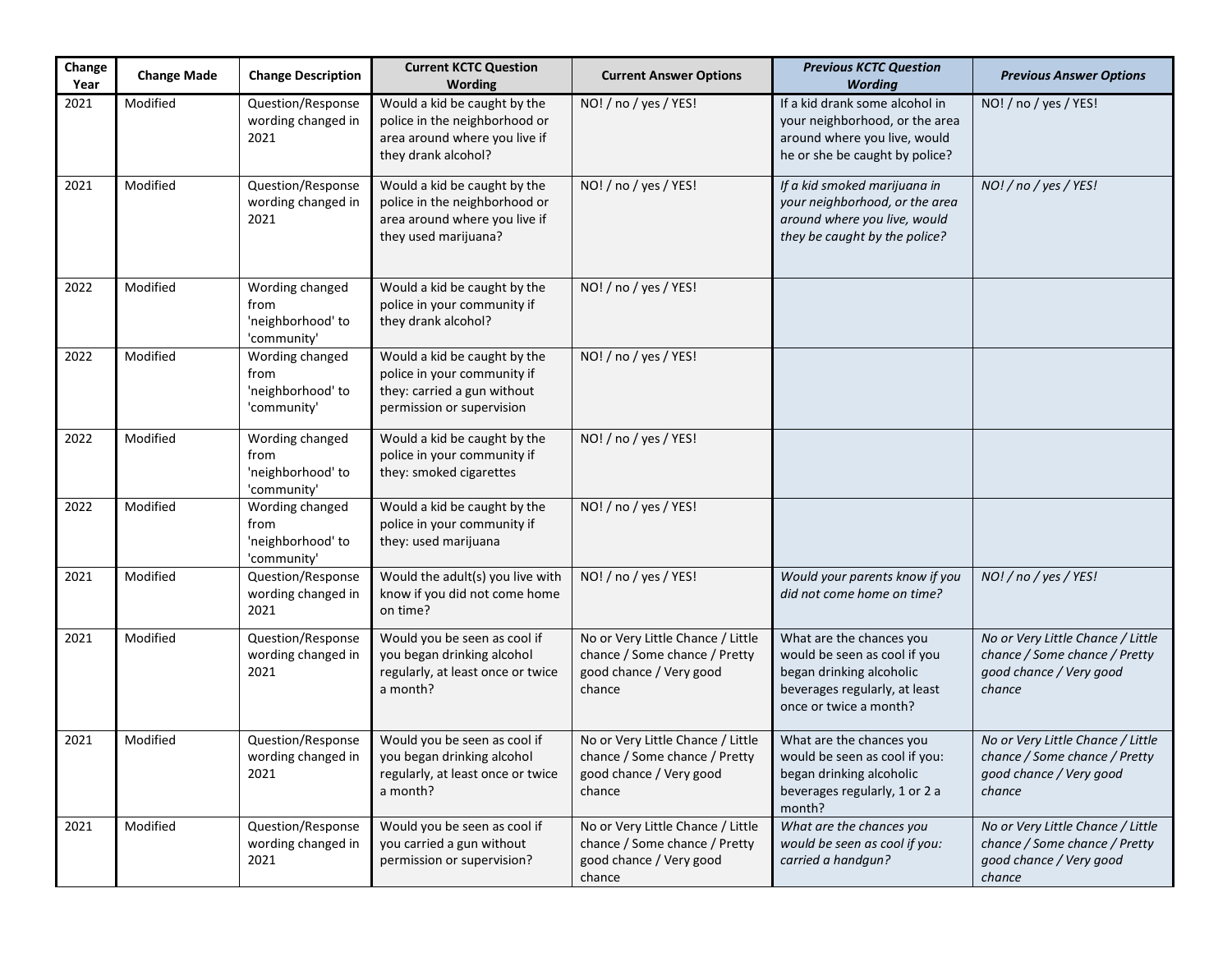| Change Year | Change Made | Change Description | Current KCTC Question Wording | Current Answer Options | *Previous KCTC Question Wording* | *Previous Answer Options* |
|---|---|---|---|---|---|---|
| 2021 | Modified | Question/Response wording changed in 2021 | Would a kid be caught by the police in the neighborhood or area around where you live if they drank alcohol? | NO! / no / yes / YES! | If a kid drank some alcohol in your neighborhood, or the area around where you live, would he or she be caught by police? | NO! / no / yes / YES! |
| 2021 | Modified | Question/Response wording changed in 2021 | Would a kid be caught by the police in the neighborhood or area around where you live if they used marijuana? | NO! / no / yes / YES! | *If a kid smoked marijuana in your neighborhood, or the area around where you live, would they be caught by the police?* | *NO! / no / yes / YES!* |
| 2022 | Modified | Wording changed from 'neighborhood' to 'community' | Would a kid be caught by the police in your community if they drank alcohol? | NO! / no / yes / YES! | | |
| 2022 | Modified | Wording changed from 'neighborhood' to 'community' | Would a kid be caught by the police in your community if they: carried a gun without permission or supervision | NO! / no / yes / YES! | | |
| 2022 | Modified | Wording changed from 'neighborhood' to 'community' | Would a kid be caught by the police in your community if they: smoked cigarettes | NO! / no / yes / YES! | | |
| 2022 | Modified | Wording changed from 'neighborhood' to 'community' | Would a kid be caught by the police in your community if they: used marijuana | NO! / no / yes / YES! | | |
| 2021 | Modified | Question/Response wording changed in 2021 | Would the adult(s) you live with know if you did not come home on time? | NO! / no / yes / YES! | *Would your parents know if you did not come home on time?* | *NO! / no / yes / YES!* |
| 2021 | Modified | Question/Response wording changed in 2021 | Would you be seen as cool if you began drinking alcohol regularly, at least once or twice a month? | No or Very Little Chance / Little chance / Some chance / Pretty good chance / Very good chance | What are the chances you would be seen as cool if you began drinking alcoholic beverages regularly, at least once or twice a month? | *No or Very Little Chance / Little chance / Some chance / Pretty good chance / Very good chance* |
| 2021 | Modified | Question/Response wording changed in 2021 | Would you be seen as cool if you began drinking alcohol regularly, at least once or twice a month? | No or Very Little Chance / Little chance / Some chance / Pretty good chance / Very good chance | What are the chances you would be seen as cool if you: began drinking alcoholic beverages regularly, 1 or 2 a month? | *No or Very Little Chance / Little chance / Some chance / Pretty good chance / Very good chance* |
| 2021 | Modified | Question/Response wording changed in 2021 | Would you be seen as cool if you carried a gun without permission or supervision? | No or Very Little Chance / Little chance / Some chance / Pretty good chance / Very good chance | *What are the chances you would be seen as cool if you: carried a handgun?* | *No or Very Little Chance / Little chance / Some chance / Pretty good chance / Very good chance* |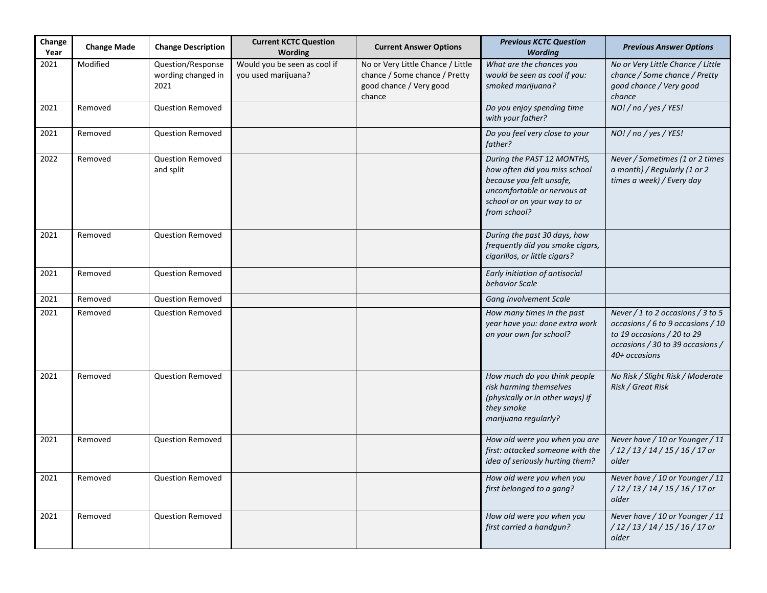| Change Year | Change Made | Change Description | Current KCTC Question Wording | Current Answer Options | *Previous KCTC Question Wording* | *Previous Answer Options* |
|---|---|---|---|---|---|---|
| 2021 | Modified | Question/Response wording changed in 2021 | Would you be seen as cool if you used marijuana? | No or Very Little Chance / Little chance / Some chance / Pretty good chance / Very good chance | *What are the chances you would be seen as cool if you: smoked marijuana?* | *No or Very Little Chance / Little chance / Some chance / Pretty good chance / Very good chance* |
| 2021 | Removed | Question Removed | | | *Do you enjoy spending time with your father?* | *NO! / no / yes / YES!* |
| 2021 | Removed | Question Removed | | | *Do you feel very close to your father?* | *NO! / no / yes / YES!* |
| 2022 | Removed | Question Removed and split | | | *During the PAST 12 MONTHS, how often did you miss school because you felt unsafe, uncomfortable or nervous at school or on your way to or from school?* | *Never / Sometimes (1 or 2 times a month) / Regularly (1 or 2 times a week) / Every day* |
| 2021 | Removed | Question Removed | | | *During the past 30 days, how frequently did you smoke cigars, cigarillos, or little cigars?* | |
| 2021 | Removed | Question Removed | | | *Early initiation of antisocial behavior Scale* | |
| 2021 | Removed | Question Removed | | | *Gang involvement Scale* | |
| 2021 | Removed | Question Removed | | | *How many times in the past year have you: done extra work on your own for school?* | *Never / 1 to 2 occasions / 3 to 5 occasions / 6 to 9 occasions / 10 to 19 occasions / 20 to 29 occasions / 30 to 39 occasions / 40+ occasions* |
| 2021 | Removed | Question Removed | | | *How much do you think people risk harming themselves (physically or in other ways) if they smoke marijuana regularly?* | *No Risk / Slight Risk / Moderate Risk / Great Risk* |
| 2021 | Removed | Question Removed | | | *How old were you when you are first: attacked someone with the idea of seriously hurting them?* | *Never have / 10 or Younger / 11 / 12 / 13 / 14 / 15 / 16 / 17 or older* |
| 2021 | Removed | Question Removed | | | *How old were you when you first belonged to a gang?* | *Never have / 10 or Younger / 11 / 12 / 13 / 14 / 15 / 16 / 17 or older* |
| 2021 | Removed | Question Removed | | | *How old were you when you first carried a handgun?* | *Never have / 10 or Younger / 11 / 12 / 13 / 14 / 15 / 16 / 17 or older* |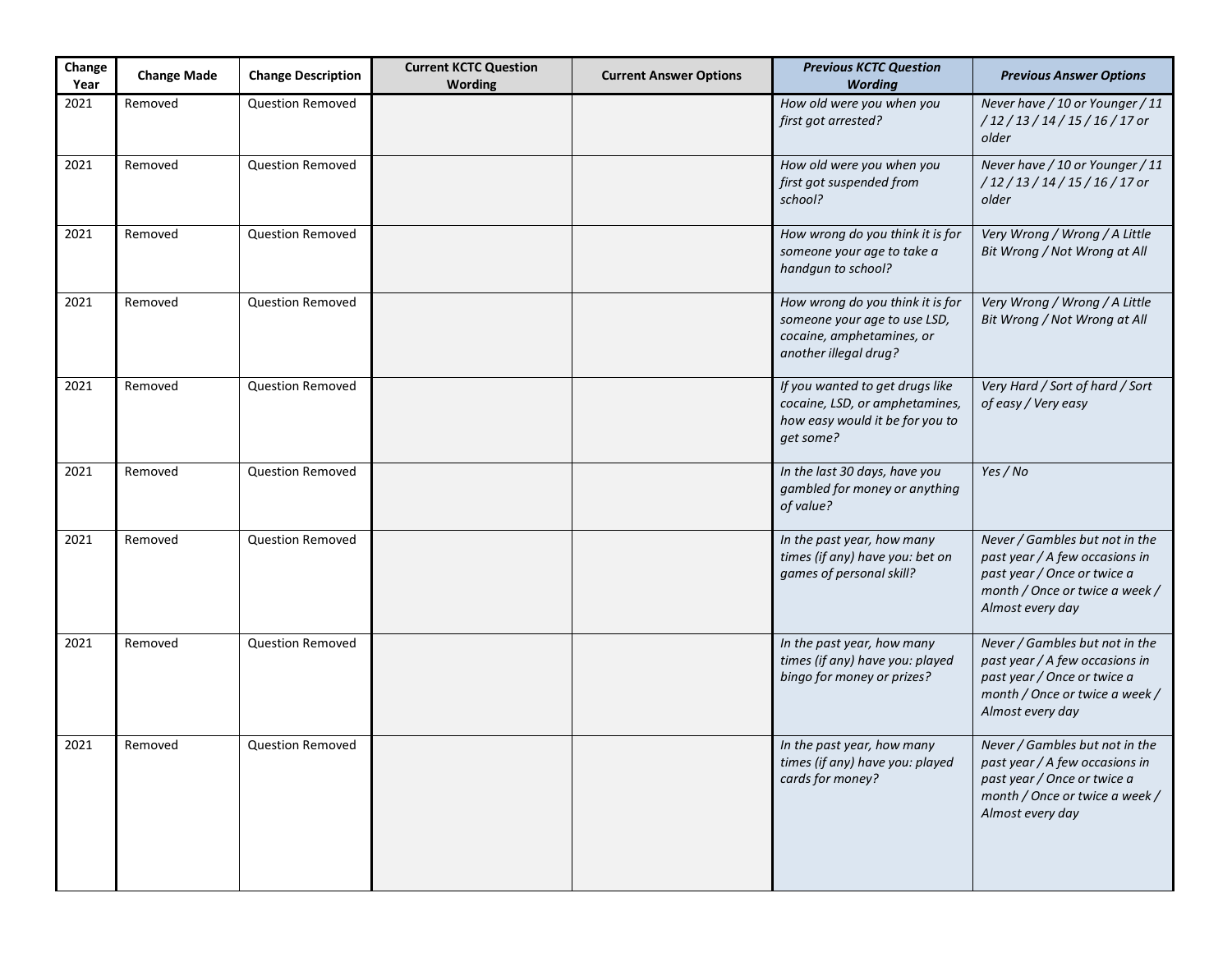| Change Year | Change Made | Change Description | Current KCTC Question Wording | Current Answer Options | *Previous KCTC Question Wording* | *Previous Answer Options* |
|---|---|---|---|---|---|---|
| 2021 | Removed | Question Removed | | | *How old were you when you first got arrested?* | *Never have / 10 or Younger / 11 / 12 / 13 / 14 / 15 / 16 / 17 or older* |
| 2021 | Removed | Question Removed | | | *How old were you when you first got suspended from school?* | *Never have / 10 or Younger / 11 / 12 / 13 / 14 / 15 / 16 / 17 or older* |
| 2021 | Removed | Question Removed | | | *How wrong do you think it is for someone your age to take a handgun to school?* | *Very Wrong / Wrong / A Little Bit Wrong / Not Wrong at All* |
| 2021 | Removed | Question Removed | | | *How wrong do you think it is for someone your age to use LSD, cocaine, amphetamines, or another illegal drug?* | *Very Wrong / Wrong / A Little Bit Wrong / Not Wrong at All* |
| 2021 | Removed | Question Removed | | | *If you wanted to get drugs like cocaine, LSD, or amphetamines, how easy would it be for you to get some?* | *Very Hard / Sort of hard / Sort of easy / Very easy* |
| 2021 | Removed | Question Removed | | | *In the last 30 days, have you gambled for money or anything of value?* | *Yes / No* |
| 2021 | Removed | Question Removed | | | *In the past year, how many times (if any) have you: bet on games of personal skill?* | *Never / Gambles but not in the past year / A few occasions in past year / Once or twice a month / Once or twice a week / Almost every day* |
| 2021 | Removed | Question Removed | | | *In the past year, how many times (if any) have you: played bingo for money or prizes?* | *Never / Gambles but not in the past year / A few occasions in past year / Once or twice a month / Once or twice a week / Almost every day* |
| 2021 | Removed | Question Removed | | | *In the past year, how many times (if any) have you: played cards for money?* | *Never / Gambles but not in the past year / A few occasions in past year / Once or twice a month / Once or twice a week / Almost every day* |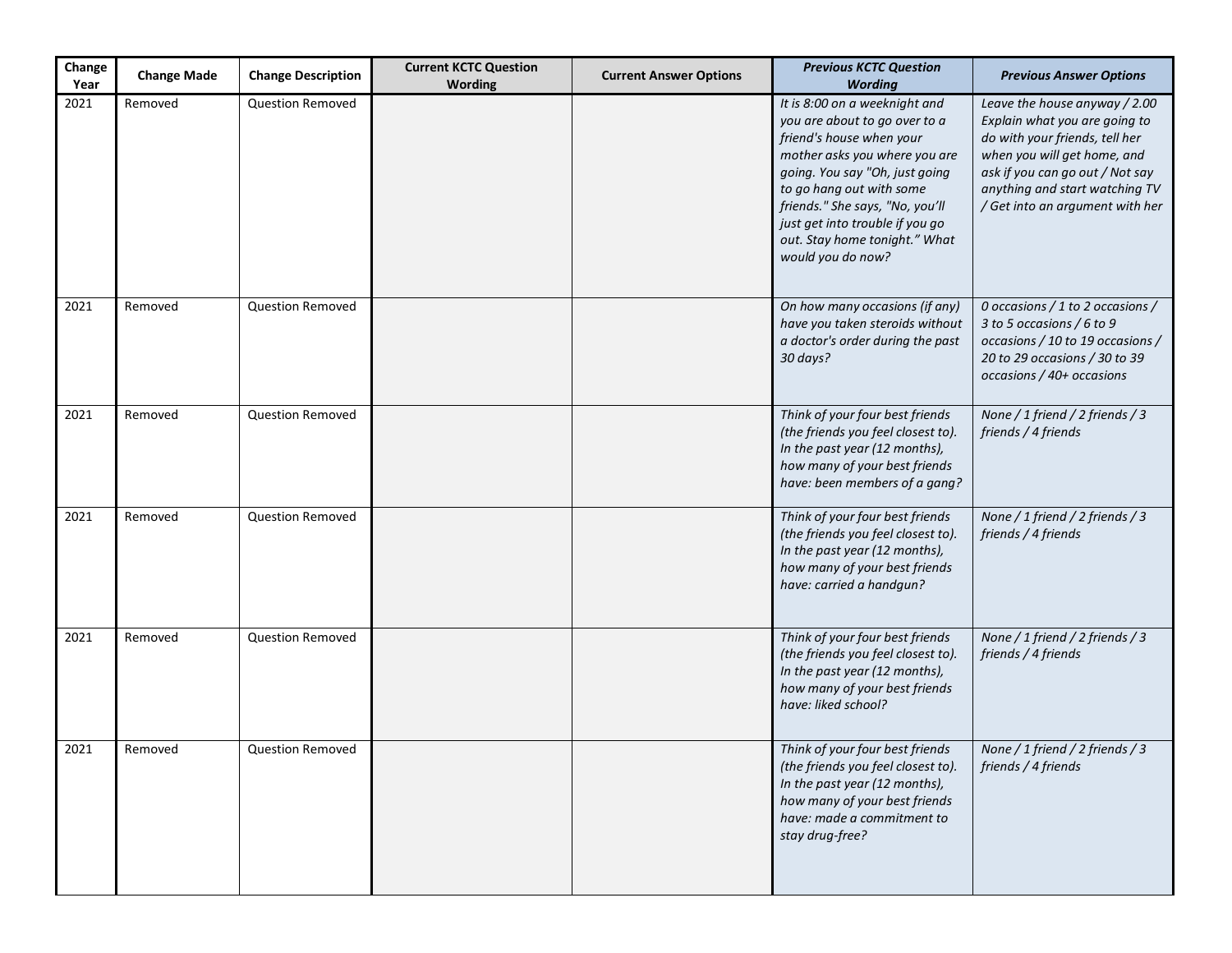| Change Year | Change Made | Change Description | Current KCTC Question Wording | Current Answer Options | *Previous KCTC Question Wording* | *Previous Answer Options* |
|---|---|---|---|---|---|---|
| 2021 | Removed | Question Removed | | | *It is 8:00 on a weeknight and you are about to go over to a friend's house when your mother asks you where you are going. You say "Oh, just going to go hang out with some friends." She says, "No, you'll just get into trouble if you go out. Stay home tonight." What would you do now?* | *Leave the house anyway / 2.00 Explain what you are going to do with your friends, tell her when you will get home, and ask if you can go out / Not say anything and start watching TV / Get into an argument with her* |
| 2021 | Removed | Question Removed | | | *On how many occasions (if any) have you taken steroids without a doctor's order during the past 30 days?* | *0 occasions / 1 to 2 occasions / 3 to 5 occasions / 6 to 9 occasions / 10 to 19 occasions / 20 to 29 occasions / 30 to 39 occasions / 40+ occasions* |
| 2021 | Removed | Question Removed | | | *Think of your four best friends (the friends you feel closest to). In the past year (12 months), how many of your best friends have: been members of a gang?* | *None / 1 friend / 2 friends / 3 friends / 4 friends* |
| 2021 | Removed | Question Removed | | | *Think of your four best friends (the friends you feel closest to). In the past year (12 months), how many of your best friends have: carried a handgun?* | *None / 1 friend / 2 friends / 3 friends / 4 friends* |
| 2021 | Removed | Question Removed | | | *Think of your four best friends (the friends you feel closest to). In the past year (12 months), how many of your best friends have: liked school?* | *None / 1 friend / 2 friends / 3 friends / 4 friends* |
| 2021 | Removed | Question Removed | | | *Think of your four best friends (the friends you feel closest to). In the past year (12 months), how many of your best friends have: made a commitment to stay drug-free?* | *None / 1 friend / 2 friends / 3 friends / 4 friends* |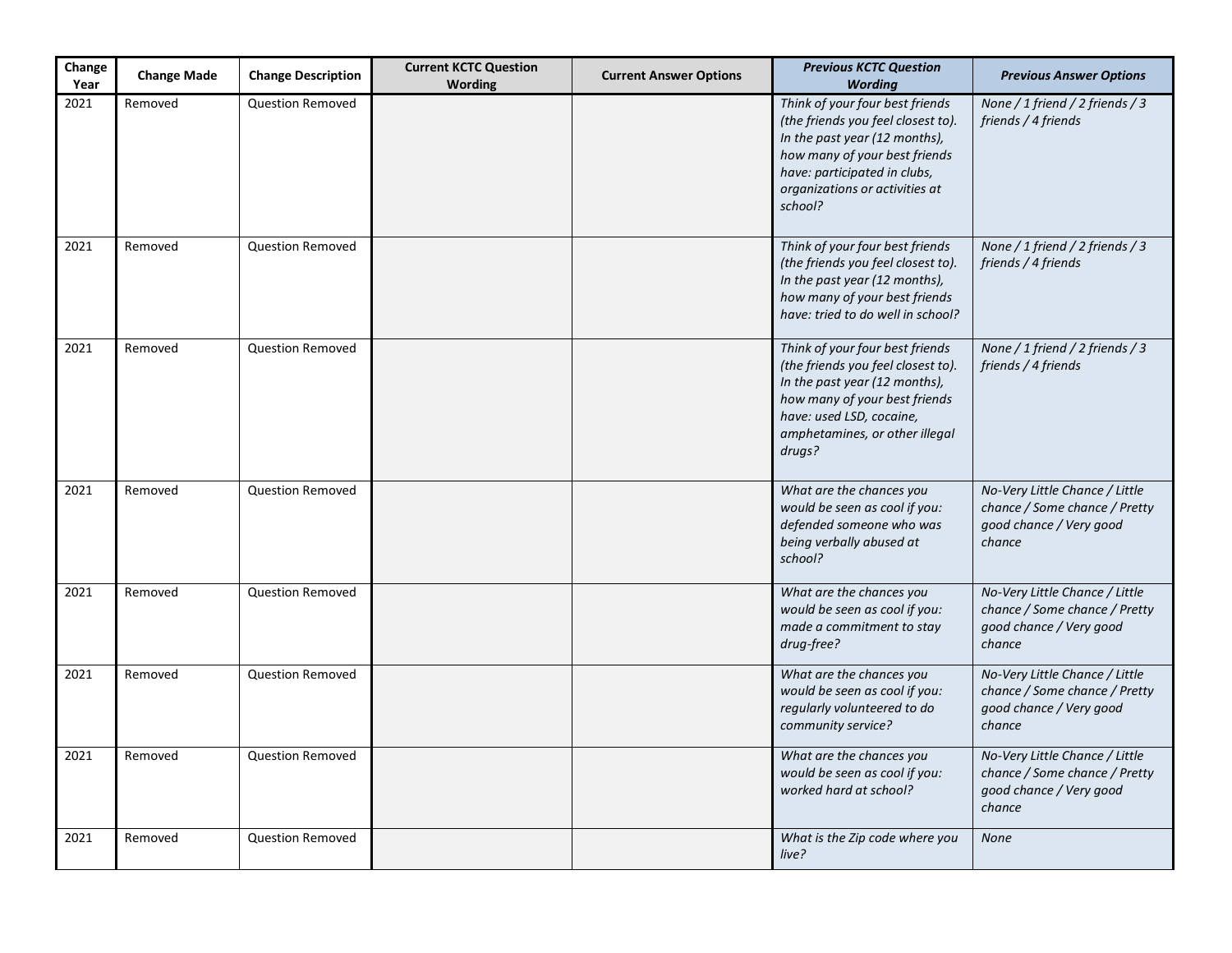| Change Year | Change Made | Change Description | Current KCTC Question Wording | Current Answer Options | *Previous KCTC Question Wording* | *Previous Answer Options* |
|---|---|---|---|---|---|---|
| 2021 | Removed | Question Removed | | | *Think of your four best friends (the friends you feel closest to). In the past year (12 months), how many of your best friends have: participated in clubs, organizations or activities at school?* | *None / 1 friend / 2 friends / 3 friends / 4 friends* |
| 2021 | Removed | Question Removed | | | *Think of your four best friends (the friends you feel closest to). In the past year (12 months), how many of your best friends have: tried to do well in school?* | *None / 1 friend / 2 friends / 3 friends / 4 friends* |
| 2021 | Removed | Question Removed | | | *Think of your four best friends (the friends you feel closest to). In the past year (12 months), how many of your best friends have: used LSD, cocaine, amphetamines, or other illegal drugs?* | *None / 1 friend / 2 friends / 3 friends / 4 friends* |
| 2021 | Removed | Question Removed | | | *What are the chances you would be seen as cool if you: defended someone who was being verbally abused at school?* | *No-Very Little Chance / Little chance / Some chance / Pretty good chance / Very good chance* |
| 2021 | Removed | Question Removed | | | *What are the chances you would be seen as cool if you: made a commitment to stay drug-free?* | *No-Very Little Chance / Little chance / Some chance / Pretty good chance / Very good chance* |
| 2021 | Removed | Question Removed | | | *What are the chances you would be seen as cool if you: regularly volunteered to do community service?* | *No-Very Little Chance / Little chance / Some chance / Pretty good chance / Very good chance* |
| 2021 | Removed | Question Removed | | | *What are the chances you would be seen as cool if you: worked hard at school?* | *No-Very Little Chance / Little chance / Some chance / Pretty good chance / Very good chance* |
| 2021 | Removed | Question Removed | | | *What is the Zip code where you live?* | *None* |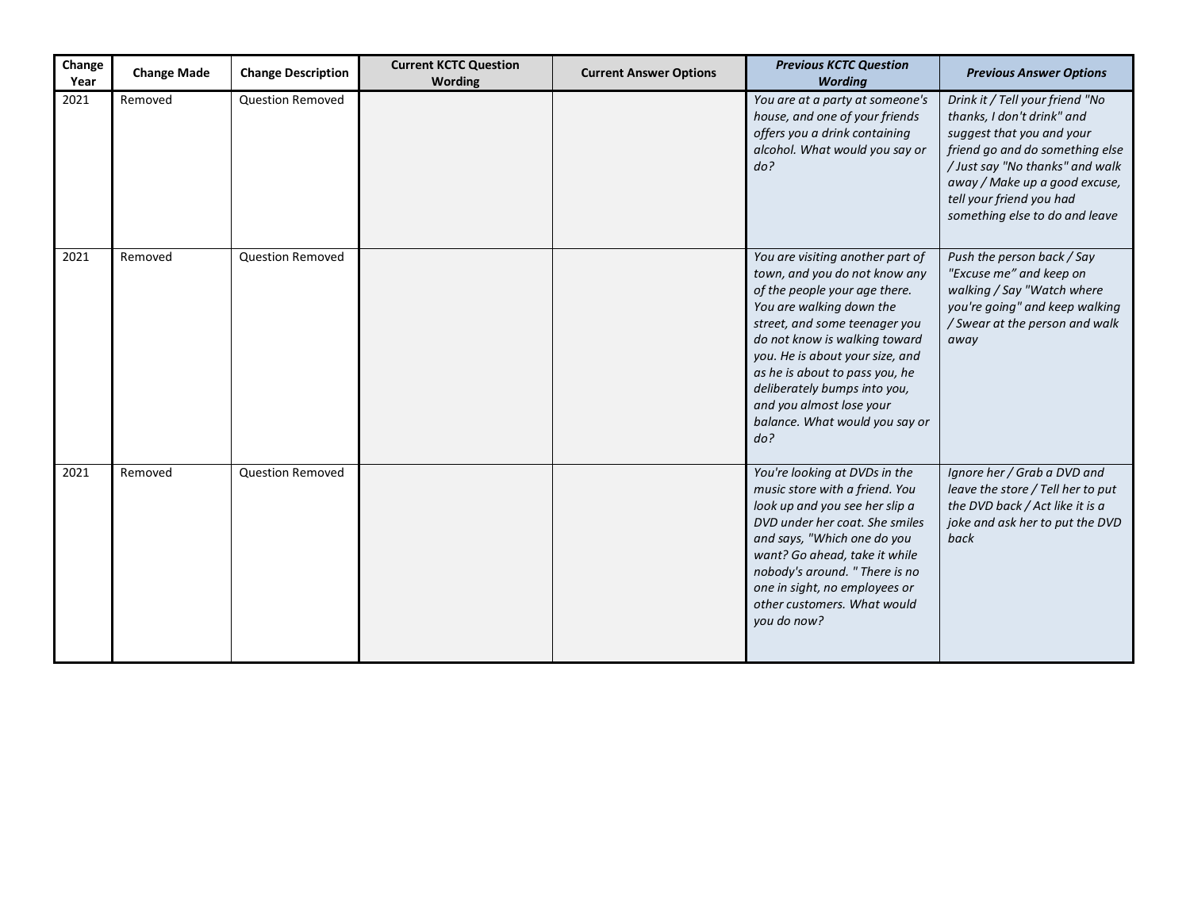| Change Year | Change Made | Change Description | Current KCTC Question Wording | Current Answer Options | *Previous KCTC Question Wording* | *Previous Answer Options* |
|---|---|---|---|---|---|---|
| 2021 | Removed | Question Removed | | | *You are at a party at someone's house, and one of your friends offers you a drink containing alcohol. What would you say or do?* | *Drink it / Tell your friend "No thanks, I don't drink" and suggest that you and your friend go and do something else / Just say "No thanks" and walk away / Make up a good excuse, tell your friend you had something else to do and leave* |
| 2021 | Removed | Question Removed | | | *You are visiting another part of town, and you do not know any of the people your age there. You are walking down the street, and some teenager you do not know is walking toward you. He is about your size, and as he is about to pass you, he deliberately bumps into you, and you almost lose your balance. What would you say or do?* | *Push the person back / Say "Excuse me" and keep on walking / Say "Watch where you're going" and keep walking / Swear at the person and walk away* |
| 2021 | Removed | Question Removed | | | *You're looking at DVDs in the music store with a friend. You look up and you see her slip a DVD under her coat. She smiles and says, "Which one do you want? Go ahead, take it while nobody's around. " There is no one in sight, no employees or other customers. What would you do now?* | *Ignore her / Grab a DVD and leave the store / Tell her to put the DVD back / Act like it is a joke and ask her to put the DVD back* |